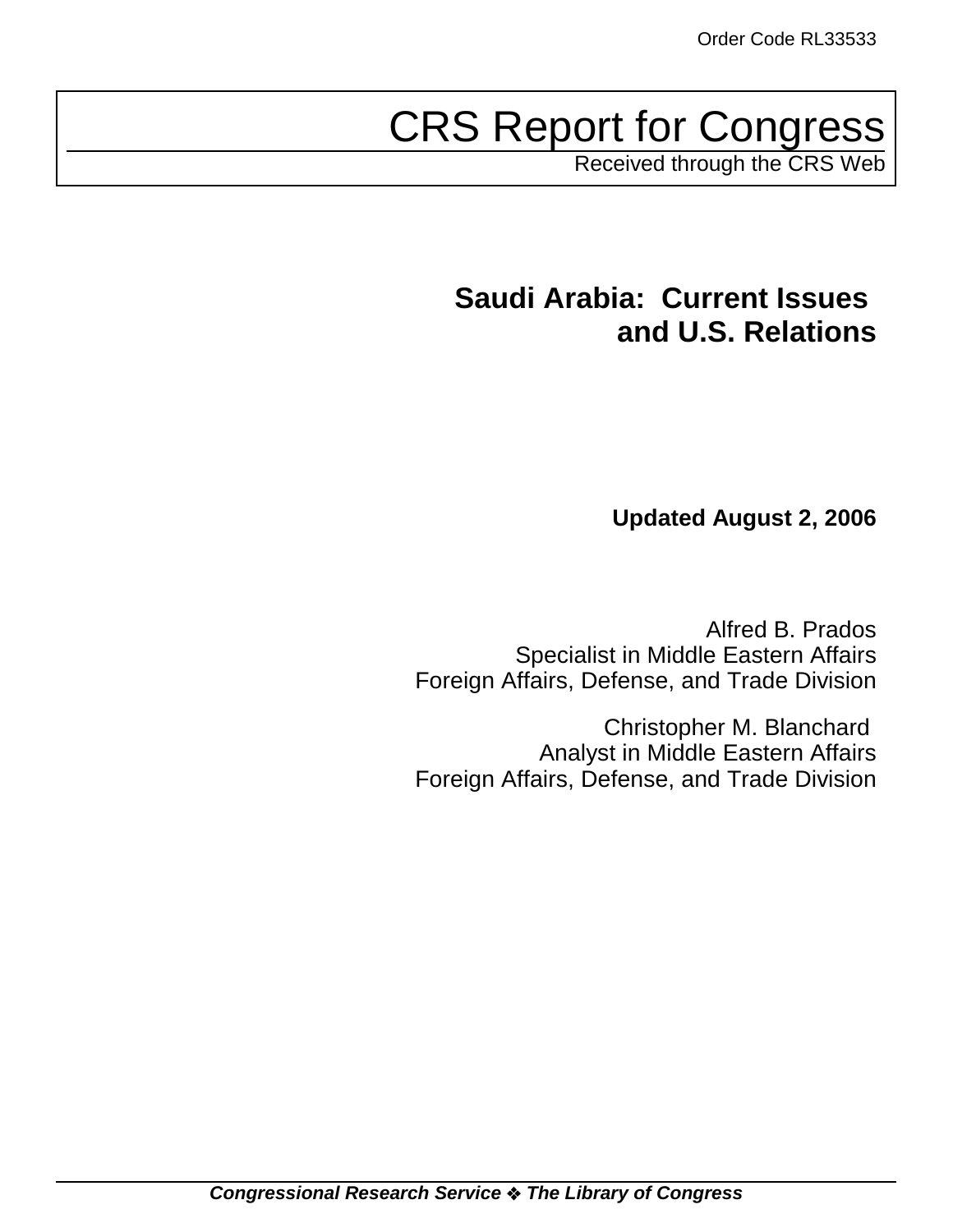Order Code RL33533

# CRS Report for Congress

Received through the CRS Web

## Saudi Arabia: Current Issues and U.S. Relations

**Updated August 2, 2006**

Alfred B. Prados
Specialist in Middle Eastern Affairs
Foreign Affairs, Defense, and Trade Division

Christopher M. Blanchard
Analyst in Middle Eastern Affairs
Foreign Affairs, Defense, and Trade Division

***Congressional Research Service ❖ The Library of Congress***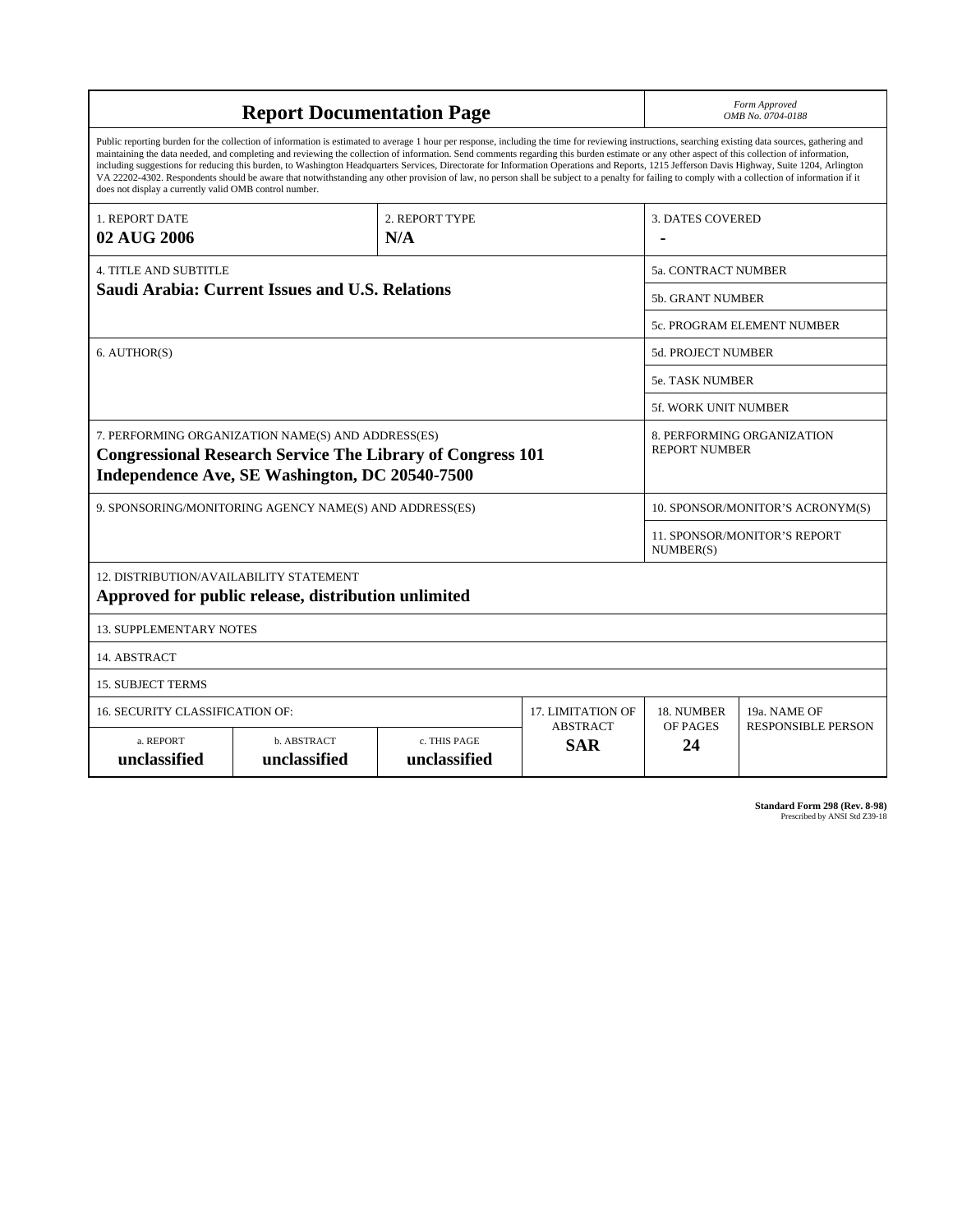# Report Documentation Page

*Form Approved*
*OMB No. 0704-0188*

Public reporting burden for the collection of information is estimated to average 1 hour per response, including the time for reviewing instructions, searching existing data sources, gathering and maintaining the data needed, and completing and reviewing the collection of information. Send comments regarding this burden estimate or any other aspect of this collection of information, including suggestions for reducing this burden, to Washington Headquarters Services, Directorate for Information Operations and Reports, 1215 Jefferson Davis Highway, Suite 1204, Arlington VA 22202-4302. Respondents should be aware that notwithstanding any other provision of law, no person shall be subject to a penalty for failing to comply with a collection of information if it does not display a currently valid OMB control number.

| 1. REPORT DATE | 2. REPORT TYPE | 3. DATES COVERED |
|---|---|---|
| **02 AUG 2006** | **N/A** | **-** |

| 4. TITLE AND SUBTITLE | |
|---|---|
| **Saudi Arabia: Current Issues and U.S. Relations** | 5a. CONTRACT NUMBER |
| | 5b. GRANT NUMBER |
| | 5c. PROGRAM ELEMENT NUMBER |
| 6. AUTHOR(S) | 5d. PROJECT NUMBER |
| | 5e. TASK NUMBER |
| | 5f. WORK UNIT NUMBER |
| 7. PERFORMING ORGANIZATION NAME(S) AND ADDRESS(ES) **Congressional Research Service The Library of Congress 101 Independence Ave, SE Washington, DC 20540-7500** | 8. PERFORMING ORGANIZATION REPORT NUMBER |
| 9. SPONSORING/MONITORING AGENCY NAME(S) AND ADDRESS(ES) | 10. SPONSOR/MONITOR'S ACRONYM(S) |
| | 11. SPONSOR/MONITOR'S REPORT NUMBER(S) |

12. DISTRIBUTION/AVAILABILITY STATEMENT
**Approved for public release, distribution unlimited**

13. SUPPLEMENTARY NOTES

14. ABSTRACT

15. SUBJECT TERMS

| 16. SECURITY CLASSIFICATION OF: | | | 17. LIMITATION OF ABSTRACT | 18. NUMBER OF PAGES | 19a. NAME OF RESPONSIBLE PERSON |
|---|---|---|---|---|---|
| a. REPORT **unclassified** | b. ABSTRACT **unclassified** | c. THIS PAGE **unclassified** | **SAR** | **24** | |

**Standard Form 298 (Rev. 8-98)**
Prescribed by ANSI Std Z39-18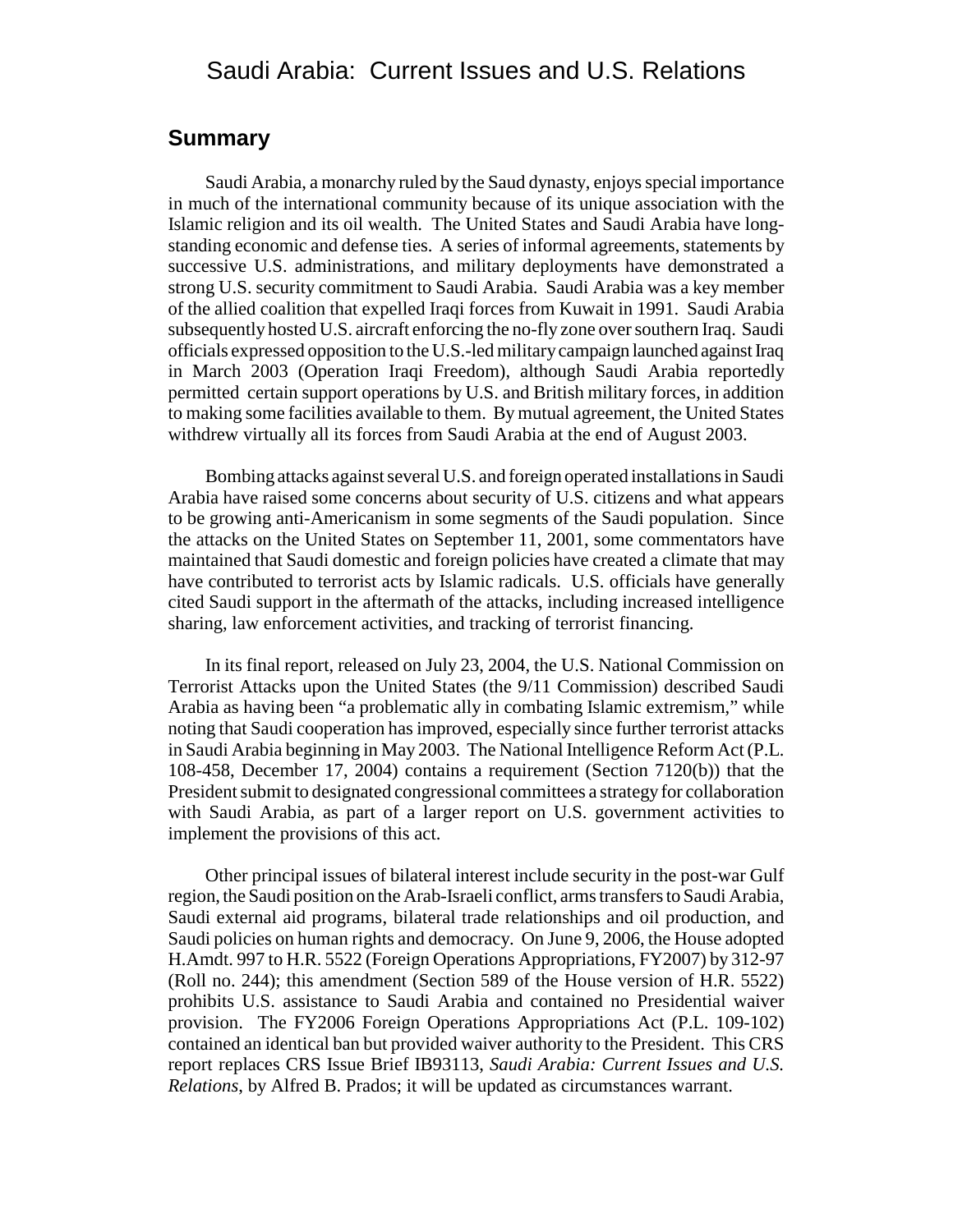# Saudi Arabia: Current Issues and U.S. Relations

## Summary

Saudi Arabia, a monarchy ruled by the Saud dynasty, enjoys special importance in much of the international community because of its unique association with the Islamic religion and its oil wealth. The United States and Saudi Arabia have long-standing economic and defense ties. A series of informal agreements, statements by successive U.S. administrations, and military deployments have demonstrated a strong U.S. security commitment to Saudi Arabia. Saudi Arabia was a key member of the allied coalition that expelled Iraqi forces from Kuwait in 1991. Saudi Arabia subsequently hosted U.S. aircraft enforcing the no-fly zone over southern Iraq. Saudi officials expressed opposition to the U.S.-led military campaign launched against Iraq in March 2003 (Operation Iraqi Freedom), although Saudi Arabia reportedly permitted certain support operations by U.S. and British military forces, in addition to making some facilities available to them. By mutual agreement, the United States withdrew virtually all its forces from Saudi Arabia at the end of August 2003.

Bombing attacks against several U.S. and foreign operated installations in Saudi Arabia have raised some concerns about security of U.S. citizens and what appears to be growing anti-Americanism in some segments of the Saudi population. Since the attacks on the United States on September 11, 2001, some commentators have maintained that Saudi domestic and foreign policies have created a climate that may have contributed to terrorist acts by Islamic radicals. U.S. officials have generally cited Saudi support in the aftermath of the attacks, including increased intelligence sharing, law enforcement activities, and tracking of terrorist financing.

In its final report, released on July 23, 2004, the U.S. National Commission on Terrorist Attacks upon the United States (the 9/11 Commission) described Saudi Arabia as having been "a problematic ally in combating Islamic extremism," while noting that Saudi cooperation has improved, especially since further terrorist attacks in Saudi Arabia beginning in May 2003. The National Intelligence Reform Act (P.L. 108-458, December 17, 2004) contains a requirement (Section 7120(b)) that the President submit to designated congressional committees a strategy for collaboration with Saudi Arabia, as part of a larger report on U.S. government activities to implement the provisions of this act.

Other principal issues of bilateral interest include security in the post-war Gulf region, the Saudi position on the Arab-Israeli conflict, arms transfers to Saudi Arabia, Saudi external aid programs, bilateral trade relationships and oil production, and Saudi policies on human rights and democracy. On June 9, 2006, the House adopted H.Amdt. 997 to H.R. 5522 (Foreign Operations Appropriations, FY2007) by 312-97 (Roll no. 244); this amendment (Section 589 of the House version of H.R. 5522) prohibits U.S. assistance to Saudi Arabia and contained no Presidential waiver provision. The FY2006 Foreign Operations Appropriations Act (P.L. 109-102) contained an identical ban but provided waiver authority to the President. This CRS report replaces CRS Issue Brief IB93113, *Saudi Arabia: Current Issues and U.S. Relations*, by Alfred B. Prados; it will be updated as circumstances warrant.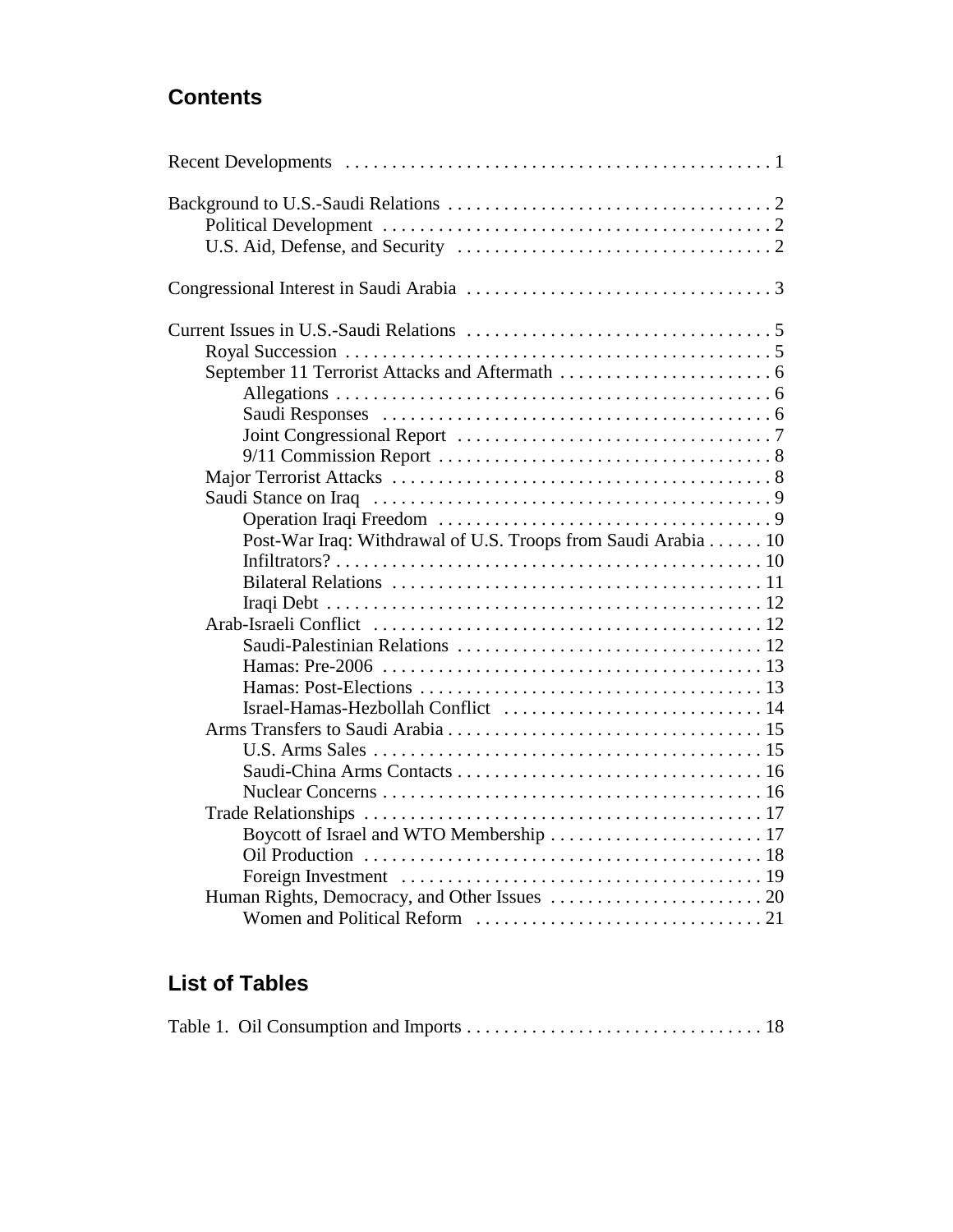## Contents

Recent Developments . . . . . . . . . . . . . . . . . . . . . . . . . . . . . . . . . . . . . . . . . . . . . 1

Background to U.S.-Saudi Relations . . . . . . . . . . . . . . . . . . . . . . . . . . . . . . . . . . . 2
- Political Development . . . . . . . . . . . . . . . . . . . . . . . . . . . . . . . . . . . . . . . . . . 2
- U.S. Aid, Defense, and Security . . . . . . . . . . . . . . . . . . . . . . . . . . . . . . . . . . 2

Congressional Interest in Saudi Arabia . . . . . . . . . . . . . . . . . . . . . . . . . . . . . . . . 3

Current Issues in U.S.-Saudi Relations . . . . . . . . . . . . . . . . . . . . . . . . . . . . . . . . 5
- Royal Succession . . . . . . . . . . . . . . . . . . . . . . . . . . . . . . . . . . . . . . . . . . . . . 5
- September 11 Terrorist Attacks and Aftermath . . . . . . . . . . . . . . . . . . . . . . . 6
  - Allegations . . . . . . . . . . . . . . . . . . . . . . . . . . . . . . . . . . . . . . . . . . . . . . 6
  - Saudi Responses . . . . . . . . . . . . . . . . . . . . . . . . . . . . . . . . . . . . . . . . . . 6
  - Joint Congressional Report . . . . . . . . . . . . . . . . . . . . . . . . . . . . . . . . . . 7
  - 9/11 Commission Report . . . . . . . . . . . . . . . . . . . . . . . . . . . . . . . . . . . . 8
- Major Terrorist Attacks . . . . . . . . . . . . . . . . . . . . . . . . . . . . . . . . . . . . . . . . . 8
- Saudi Stance on Iraq . . . . . . . . . . . . . . . . . . . . . . . . . . . . . . . . . . . . . . . . . . 9
  - Operation Iraqi Freedom . . . . . . . . . . . . . . . . . . . . . . . . . . . . . . . . . . . . 9
  - Post-War Iraq: Withdrawal of U.S. Troops from Saudi Arabia . . . . . . 10
  - Infiltrators? . . . . . . . . . . . . . . . . . . . . . . . . . . . . . . . . . . . . . . . . . . . . . 10
  - Bilateral Relations . . . . . . . . . . . . . . . . . . . . . . . . . . . . . . . . . . . . . . . . 11
  - Iraqi Debt . . . . . . . . . . . . . . . . . . . . . . . . . . . . . . . . . . . . . . . . . . . . . . 12
- Arab-Israeli Conflict . . . . . . . . . . . . . . . . . . . . . . . . . . . . . . . . . . . . . . . . . 12
  - Saudi-Palestinian Relations . . . . . . . . . . . . . . . . . . . . . . . . . . . . . . . . . 12
  - Hamas: Pre-2006 . . . . . . . . . . . . . . . . . . . . . . . . . . . . . . . . . . . . . . . . . 13
  - Hamas: Post-Elections . . . . . . . . . . . . . . . . . . . . . . . . . . . . . . . . . . . . . 13
  - Israel-Hamas-Hezbollah Conflict . . . . . . . . . . . . . . . . . . . . . . . . . . . . 14
- Arms Transfers to Saudi Arabia . . . . . . . . . . . . . . . . . . . . . . . . . . . . . . . . . 15
  - U.S. Arms Sales . . . . . . . . . . . . . . . . . . . . . . . . . . . . . . . . . . . . . . . . . . 15
  - Saudi-China Arms Contacts . . . . . . . . . . . . . . . . . . . . . . . . . . . . . . . . . 16
  - Nuclear Concerns . . . . . . . . . . . . . . . . . . . . . . . . . . . . . . . . . . . . . . . . . 16
- Trade Relationships . . . . . . . . . . . . . . . . . . . . . . . . . . . . . . . . . . . . . . . . . . 17
  - Boycott of Israel and WTO Membership . . . . . . . . . . . . . . . . . . . . . . . 17
  - Oil Production . . . . . . . . . . . . . . . . . . . . . . . . . . . . . . . . . . . . . . . . . . . 18
  - Foreign Investment . . . . . . . . . . . . . . . . . . . . . . . . . . . . . . . . . . . . . . . 19
- Human Rights, Democracy, and Other Issues . . . . . . . . . . . . . . . . . . . . . . . 20
  - Women and Political Reform . . . . . . . . . . . . . . . . . . . . . . . . . . . . . . . 21

## List of Tables

Table 1. Oil Consumption and Imports . . . . . . . . . . . . . . . . . . . . . . . . . . . . . . . . 18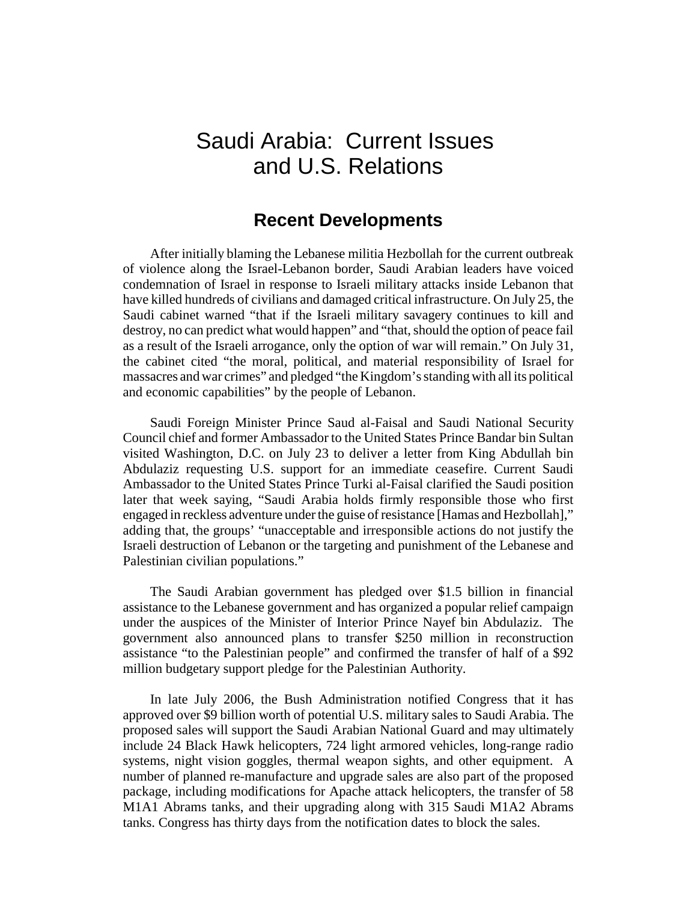# Saudi Arabia: Current Issues and U.S. Relations

## Recent Developments

After initially blaming the Lebanese militia Hezbollah for the current outbreak of violence along the Israel-Lebanon border, Saudi Arabian leaders have voiced condemnation of Israel in response to Israeli military attacks inside Lebanon that have killed hundreds of civilians and damaged critical infrastructure. On July 25, the Saudi cabinet warned "that if the Israeli military savagery continues to kill and destroy, no can predict what would happen" and "that, should the option of peace fail as a result of the Israeli arrogance, only the option of war will remain." On July 31, the cabinet cited "the moral, political, and material responsibility of Israel for massacres and war crimes" and pledged "the Kingdom's standing with all its political and economic capabilities" by the people of Lebanon.

Saudi Foreign Minister Prince Saud al-Faisal and Saudi National Security Council chief and former Ambassador to the United States Prince Bandar bin Sultan visited Washington, D.C. on July 23 to deliver a letter from King Abdullah bin Abdulaziz requesting U.S. support for an immediate ceasefire. Current Saudi Ambassador to the United States Prince Turki al-Faisal clarified the Saudi position later that week saying, "Saudi Arabia holds firmly responsible those who first engaged in reckless adventure under the guise of resistance [Hamas and Hezbollah]," adding that, the groups' "unacceptable and irresponsible actions do not justify the Israeli destruction of Lebanon or the targeting and punishment of the Lebanese and Palestinian civilian populations."

The Saudi Arabian government has pledged over $1.5 billion in financial assistance to the Lebanese government and has organized a popular relief campaign under the auspices of the Minister of Interior Prince Nayef bin Abdulaziz. The government also announced plans to transfer $250 million in reconstruction assistance "to the Palestinian people" and confirmed the transfer of half of a $92 million budgetary support pledge for the Palestinian Authority.

In late July 2006, the Bush Administration notified Congress that it has approved over $9 billion worth of potential U.S. military sales to Saudi Arabia. The proposed sales will support the Saudi Arabian National Guard and may ultimately include 24 Black Hawk helicopters, 724 light armored vehicles, long-range radio systems, night vision goggles, thermal weapon sights, and other equipment. A number of planned re-manufacture and upgrade sales are also part of the proposed package, including modifications for Apache attack helicopters, the transfer of 58 M1A1 Abrams tanks, and their upgrading along with 315 Saudi M1A2 Abrams tanks. Congress has thirty days from the notification dates to block the sales.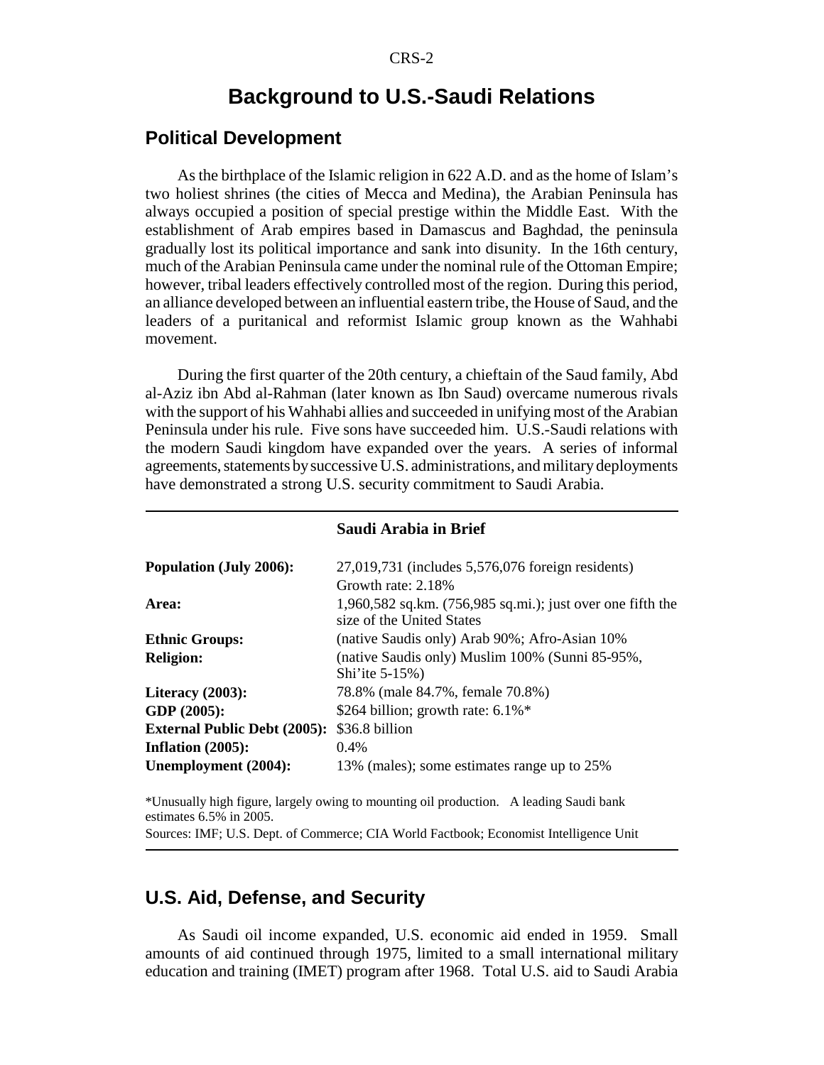# Background to U.S.-Saudi Relations

## Political Development

As the birthplace of the Islamic religion in 622 A.D. and as the home of Islam's two holiest shrines (the cities of Mecca and Medina), the Arabian Peninsula has always occupied a position of special prestige within the Middle East. With the establishment of Arab empires based in Damascus and Baghdad, the peninsula gradually lost its political importance and sank into disunity. In the 16th century, much of the Arabian Peninsula came under the nominal rule of the Ottoman Empire; however, tribal leaders effectively controlled most of the region. During this period, an alliance developed between an influential eastern tribe, the House of Saud, and the leaders of a puritanical and reformist Islamic group known as the Wahhabi movement.

During the first quarter of the 20th century, a chieftain of the Saud family, Abd al-Aziz ibn Abd al-Rahman (later known as Ibn Saud) overcame numerous rivals with the support of his Wahhabi allies and succeeded in unifying most of the Arabian Peninsula under his rule. Five sons have succeeded him. U.S.-Saudi relations with the modern Saudi kingdom have expanded over the years. A series of informal agreements, statements by successive U.S. administrations, and military deployments have demonstrated a strong U.S. security commitment to Saudi Arabia.

**Saudi Arabia in Brief**

| | |
|---|---|
| **Population (July 2006):** | 27,019,731 (includes 5,576,076 foreign residents) Growth rate: 2.18% |
| **Area:** | 1,960,582 sq.km. (756,985 sq.mi.); just over one fifth the size of the United States |
| **Ethnic Groups:** | (native Saudis only) Arab 90%; Afro-Asian 10% |
| **Religion:** | (native Saudis only) Muslim 100% (Sunni 85-95%, Shi'ite 5-15%) |
| **Literacy (2003):** | 78.8% (male 84.7%, female 70.8%) |
| **GDP (2005):** | $264 billion; growth rate: 6.1%* |
| **External Public Debt (2005):** | $36.8 billion |
| **Inflation (2005):** | 0.4% |
| **Unemployment (2004):** | 13% (males); some estimates range up to 25% |

*Unusually high figure, largely owing to mounting oil production. A leading Saudi bank estimates 6.5% in 2005.
Sources: IMF; U.S. Dept. of Commerce; CIA World Factbook; Economist Intelligence Unit

## U.S. Aid, Defense, and Security

As Saudi oil income expanded, U.S. economic aid ended in 1959. Small amounts of aid continued through 1975, limited to a small international military education and training (IMET) program after 1968. Total U.S. aid to Saudi Arabia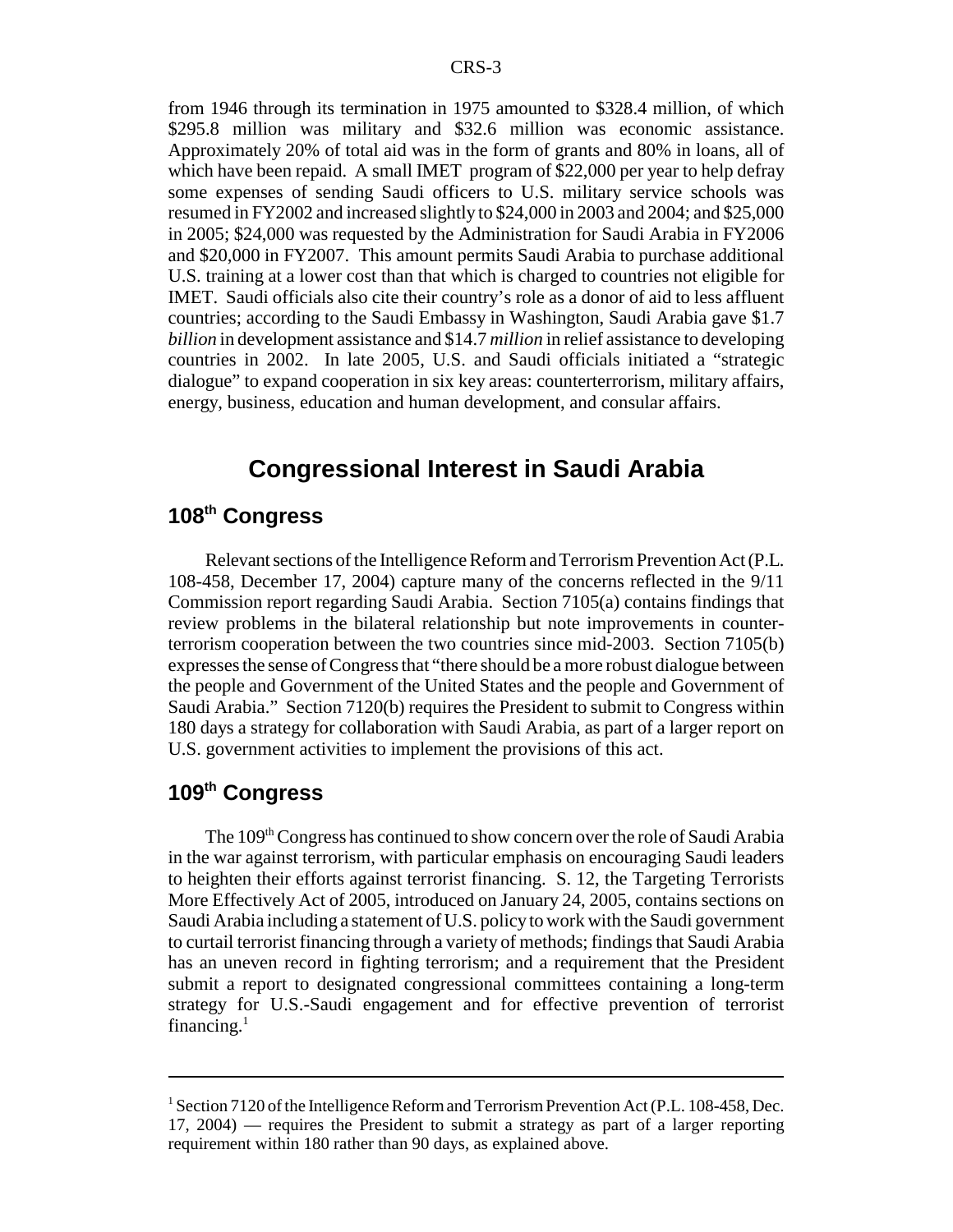from 1946 through its termination in 1975 amounted to $328.4 million, of which $295.8 million was military and $32.6 million was economic assistance. Approximately 20% of total aid was in the form of grants and 80% in loans, all of which have been repaid. A small IMET program of $22,000 per year to help defray some expenses of sending Saudi officers to U.S. military service schools was resumed in FY2002 and increased slightly to $24,000 in 2003 and 2004; and $25,000 in 2005; $24,000 was requested by the Administration for Saudi Arabia in FY2006 and $20,000 in FY2007. This amount permits Saudi Arabia to purchase additional U.S. training at a lower cost than that which is charged to countries not eligible for IMET. Saudi officials also cite their country's role as a donor of aid to less affluent countries; according to the Saudi Embassy in Washington, Saudi Arabia gave $1.7 *billion* in development assistance and $14.7 *million* in relief assistance to developing countries in 2002. In late 2005, U.S. and Saudi officials initiated a "strategic dialogue" to expand cooperation in six key areas: counterterrorism, military affairs, energy, business, education and human development, and consular affairs.

# Congressional Interest in Saudi Arabia

## 108th Congress

Relevant sections of the Intelligence Reform and Terrorism Prevention Act (P.L. 108-458, December 17, 2004) capture many of the concerns reflected in the 9/11 Commission report regarding Saudi Arabia. Section 7105(a) contains findings that review problems in the bilateral relationship but note improvements in counter-terrorism cooperation between the two countries since mid-2003. Section 7105(b) expresses the sense of Congress that "there should be a more robust dialogue between the people and Government of the United States and the people and Government of Saudi Arabia." Section 7120(b) requires the President to submit to Congress within 180 days a strategy for collaboration with Saudi Arabia, as part of a larger report on U.S. government activities to implement the provisions of this act.

## 109th Congress

The 109th Congress has continued to show concern over the role of Saudi Arabia in the war against terrorism, with particular emphasis on encouraging Saudi leaders to heighten their efforts against terrorist financing. S. 12, the Targeting Terrorists More Effectively Act of 2005, introduced on January 24, 2005, contains sections on Saudi Arabia including a statement of U.S. policy to work with the Saudi government to curtail terrorist financing through a variety of methods; findings that Saudi Arabia has an uneven record in fighting terrorism; and a requirement that the President submit a report to designated congressional committees containing a long-term strategy for U.S.-Saudi engagement and for effective prevention of terrorist financing.[1]

---

[1] Section 7120 of the Intelligence Reform and Terrorism Prevention Act (P.L. 108-458, Dec. 17, 2004) — requires the President to submit a strategy as part of a larger reporting requirement within 180 rather than 90 days, as explained above.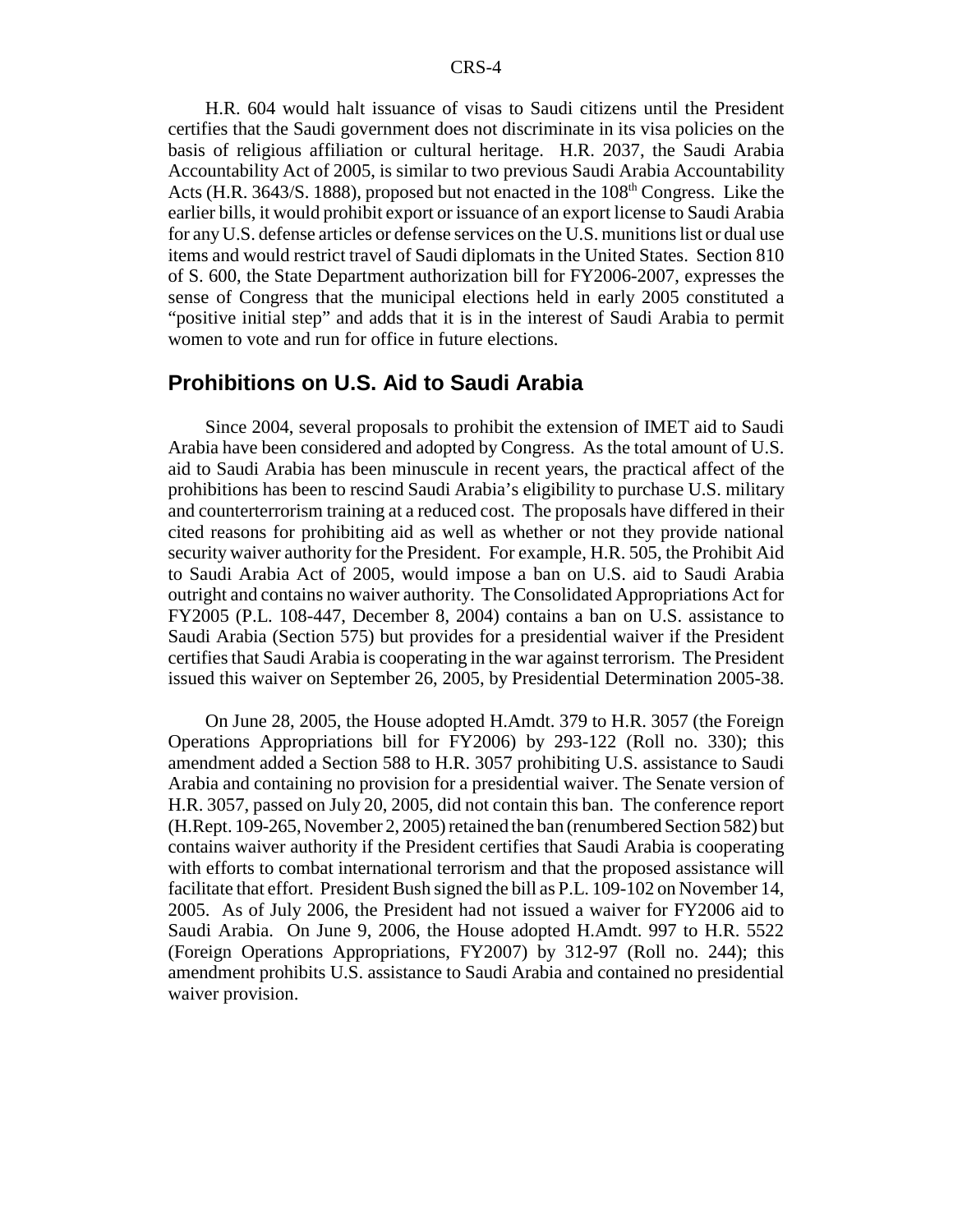H.R. 604 would halt issuance of visas to Saudi citizens until the President certifies that the Saudi government does not discriminate in its visa policies on the basis of religious affiliation or cultural heritage. H.R. 2037, the Saudi Arabia Accountability Act of 2005, is similar to two previous Saudi Arabia Accountability Acts (H.R. 3643/S. 1888), proposed but not enacted in the 108th Congress. Like the earlier bills, it would prohibit export or issuance of an export license to Saudi Arabia for any U.S. defense articles or defense services on the U.S. munitions list or dual use items and would restrict travel of Saudi diplomats in the United States. Section 810 of S. 600, the State Department authorization bill for FY2006-2007, expresses the sense of Congress that the municipal elections held in early 2005 constituted a "positive initial step" and adds that it is in the interest of Saudi Arabia to permit women to vote and run for office in future elections.

## Prohibitions on U.S. Aid to Saudi Arabia

Since 2004, several proposals to prohibit the extension of IMET aid to Saudi Arabia have been considered and adopted by Congress. As the total amount of U.S. aid to Saudi Arabia has been minuscule in recent years, the practical affect of the prohibitions has been to rescind Saudi Arabia's eligibility to purchase U.S. military and counterterrorism training at a reduced cost. The proposals have differed in their cited reasons for prohibiting aid as well as whether or not they provide national security waiver authority for the President. For example, H.R. 505, the Prohibit Aid to Saudi Arabia Act of 2005, would impose a ban on U.S. aid to Saudi Arabia outright and contains no waiver authority. The Consolidated Appropriations Act for FY2005 (P.L. 108-447, December 8, 2004) contains a ban on U.S. assistance to Saudi Arabia (Section 575) but provides for a presidential waiver if the President certifies that Saudi Arabia is cooperating in the war against terrorism. The President issued this waiver on September 26, 2005, by Presidential Determination 2005-38.

On June 28, 2005, the House adopted H.Amdt. 379 to H.R. 3057 (the Foreign Operations Appropriations bill for FY2006) by 293-122 (Roll no. 330); this amendment added a Section 588 to H.R. 3057 prohibiting U.S. assistance to Saudi Arabia and containing no provision for a presidential waiver. The Senate version of H.R. 3057, passed on July 20, 2005, did not contain this ban. The conference report (H.Rept. 109-265, November 2, 2005) retained the ban (renumbered Section 582) but contains waiver authority if the President certifies that Saudi Arabia is cooperating with efforts to combat international terrorism and that the proposed assistance will facilitate that effort. President Bush signed the bill as P.L. 109-102 on November 14, 2005. As of July 2006, the President had not issued a waiver for FY2006 aid to Saudi Arabia. On June 9, 2006, the House adopted H.Amdt. 997 to H.R. 5522 (Foreign Operations Appropriations, FY2007) by 312-97 (Roll no. 244); this amendment prohibits U.S. assistance to Saudi Arabia and contained no presidential waiver provision.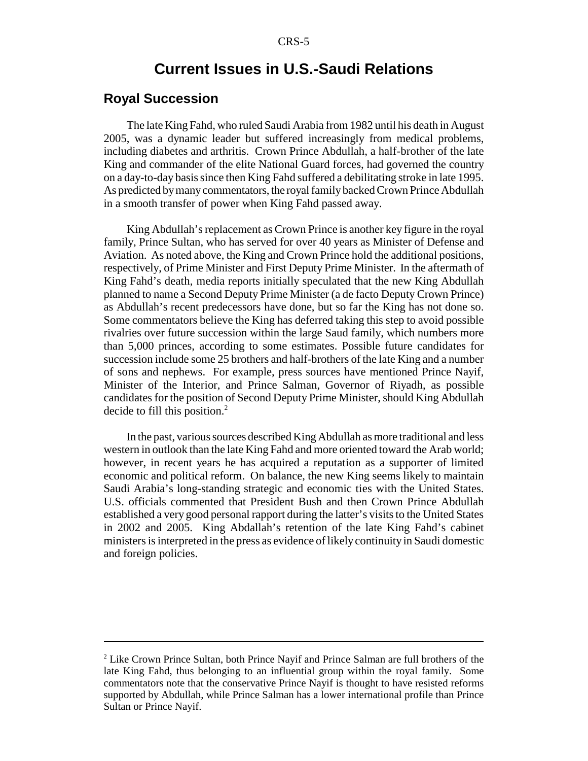# Current Issues in U.S.-Saudi Relations

## Royal Succession

The late King Fahd, who ruled Saudi Arabia from 1982 until his death in August 2005, was a dynamic leader but suffered increasingly from medical problems, including diabetes and arthritis. Crown Prince Abdullah, a half-brother of the late King and commander of the elite National Guard forces, had governed the country on a day-to-day basis since then King Fahd suffered a debilitating stroke in late 1995. As predicted by many commentators, the royal family backed Crown Prince Abdullah in a smooth transfer of power when King Fahd passed away.

King Abdullah's replacement as Crown Prince is another key figure in the royal family, Prince Sultan, who has served for over 40 years as Minister of Defense and Aviation. As noted above, the King and Crown Prince hold the additional positions, respectively, of Prime Minister and First Deputy Prime Minister. In the aftermath of King Fahd's death, media reports initially speculated that the new King Abdullah planned to name a Second Deputy Prime Minister (a de facto Deputy Crown Prince) as Abdullah's recent predecessors have done, but so far the King has not done so. Some commentators believe the King has deferred taking this step to avoid possible rivalries over future succession within the large Saud family, which numbers more than 5,000 princes, according to some estimates. Possible future candidates for succession include some 25 brothers and half-brothers of the late King and a number of sons and nephews. For example, press sources have mentioned Prince Nayif, Minister of the Interior, and Prince Salman, Governor of Riyadh, as possible candidates for the position of Second Deputy Prime Minister, should King Abdullah decide to fill this position.[2]

In the past, various sources described King Abdullah as more traditional and less western in outlook than the late King Fahd and more oriented toward the Arab world; however, in recent years he has acquired a reputation as a supporter of limited economic and political reform. On balance, the new King seems likely to maintain Saudi Arabia's long-standing strategic and economic ties with the United States. U.S. officials commented that President Bush and then Crown Prince Abdullah established a very good personal rapport during the latter's visits to the United States in 2002 and 2005. King Abdallah's retention of the late King Fahd's cabinet ministers is interpreted in the press as evidence of likely continuity in Saudi domestic and foreign policies.

---

[2] Like Crown Prince Sultan, both Prince Nayif and Prince Salman are full brothers of the late King Fahd, thus belonging to an influential group within the royal family. Some commentators note that the conservative Prince Nayif is thought to have resisted reforms supported by Abdullah, while Prince Salman has a lower international profile than Prince Sultan or Prince Nayif.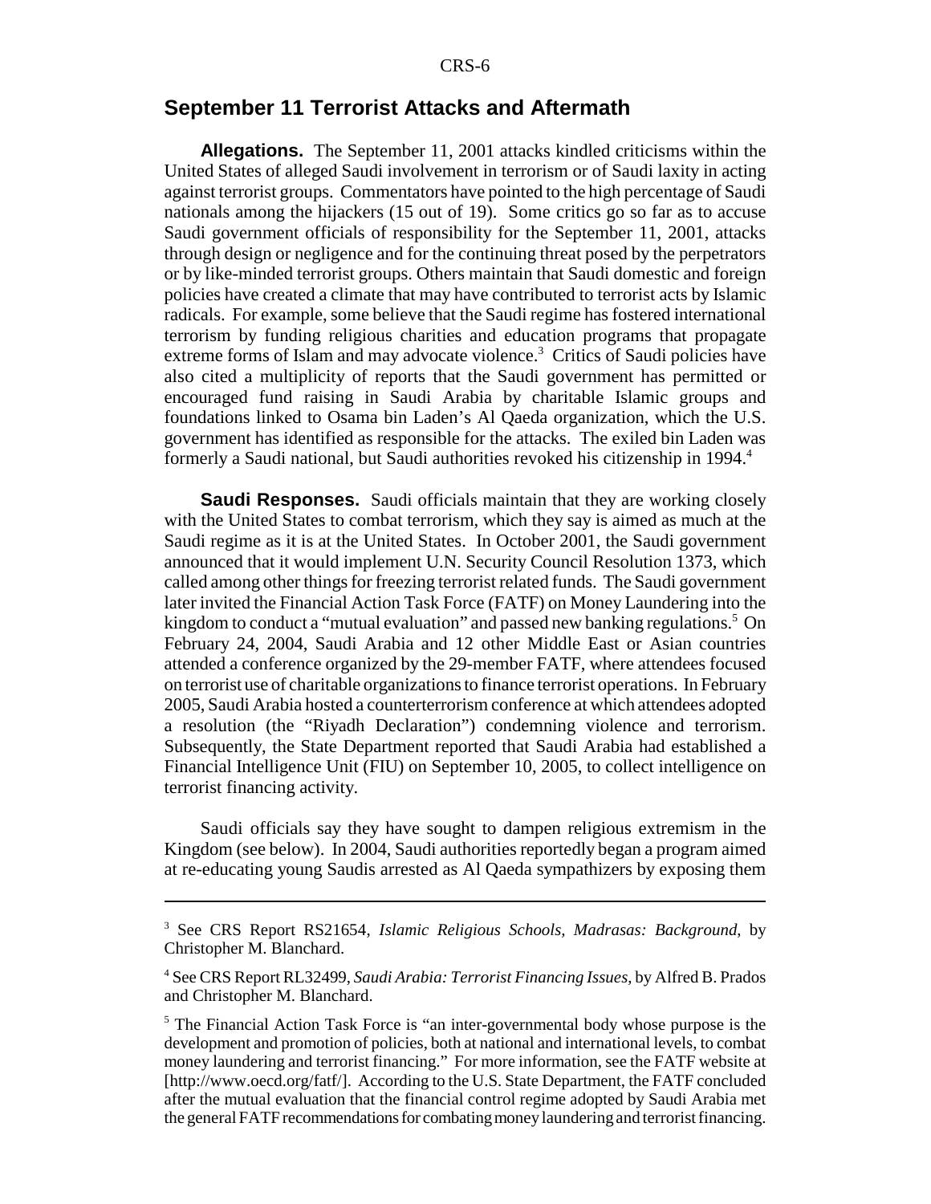## September 11 Terrorist Attacks and Aftermath

**Allegations.** The September 11, 2001 attacks kindled criticisms within the United States of alleged Saudi involvement in terrorism or of Saudi laxity in acting against terrorist groups. Commentators have pointed to the high percentage of Saudi nationals among the hijackers (15 out of 19). Some critics go so far as to accuse Saudi government officials of responsibility for the September 11, 2001, attacks through design or negligence and for the continuing threat posed by the perpetrators or by like-minded terrorist groups. Others maintain that Saudi domestic and foreign policies have created a climate that may have contributed to terrorist acts by Islamic radicals. For example, some believe that the Saudi regime has fostered international terrorism by funding religious charities and education programs that propagate extreme forms of Islam and may advocate violence.[3] Critics of Saudi policies have also cited a multiplicity of reports that the Saudi government has permitted or encouraged fund raising in Saudi Arabia by charitable Islamic groups and foundations linked to Osama bin Laden's Al Qaeda organization, which the U.S. government has identified as responsible for the attacks. The exiled bin Laden was formerly a Saudi national, but Saudi authorities revoked his citizenship in 1994.[4]

**Saudi Responses.** Saudi officials maintain that they are working closely with the United States to combat terrorism, which they say is aimed as much at the Saudi regime as it is at the United States. In October 2001, the Saudi government announced that it would implement U.N. Security Council Resolution 1373, which called among other things for freezing terrorist related funds. The Saudi government later invited the Financial Action Task Force (FATF) on Money Laundering into the kingdom to conduct a "mutual evaluation" and passed new banking regulations.[5] On February 24, 2004, Saudi Arabia and 12 other Middle East or Asian countries attended a conference organized by the 29-member FATF, where attendees focused on terrorist use of charitable organizations to finance terrorist operations. In February 2005, Saudi Arabia hosted a counterterrorism conference at which attendees adopted a resolution (the "Riyadh Declaration") condemning violence and terrorism. Subsequently, the State Department reported that Saudi Arabia had established a Financial Intelligence Unit (FIU) on September 10, 2005, to collect intelligence on terrorist financing activity.

Saudi officials say they have sought to dampen religious extremism in the Kingdom (see below). In 2004, Saudi authorities reportedly began a program aimed at re-educating young Saudis arrested as Al Qaeda sympathizers by exposing them

---

[3] See CRS Report RS21654, *Islamic Religious Schools, Madrasas: Background*, by Christopher M. Blanchard.

[4] See CRS Report RL32499, *Saudi Arabia: Terrorist Financing Issues*, by Alfred B. Prados and Christopher M. Blanchard.

[5] The Financial Action Task Force is "an inter-governmental body whose purpose is the development and promotion of policies, both at national and international levels, to combat money laundering and terrorist financing." For more information, see the FATF website at [http://www.oecd.org/fatf/]. According to the U.S. State Department, the FATF concluded after the mutual evaluation that the financial control regime adopted by Saudi Arabia met the general FATF recommendations for combating money laundering and terrorist financing.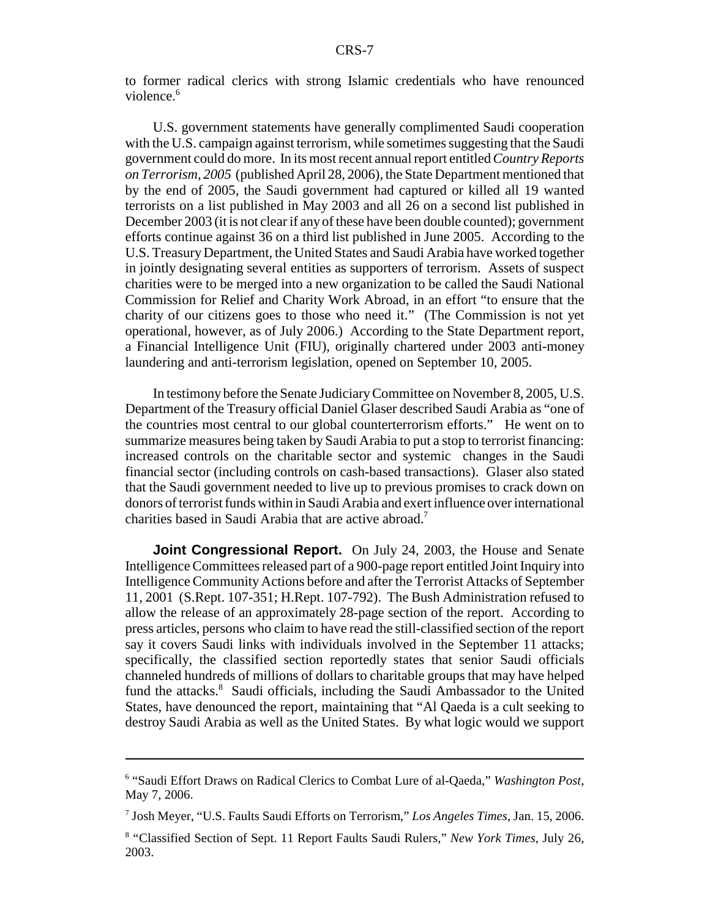to former radical clerics with strong Islamic credentials who have renounced violence.[6]

U.S. government statements have generally complimented Saudi cooperation with the U.S. campaign against terrorism, while sometimes suggesting that the Saudi government could do more. In its most recent annual report entitled *Country Reports on Terrorism, 2005* (published April 28, 2006), the State Department mentioned that by the end of 2005, the Saudi government had captured or killed all 19 wanted terrorists on a list published in May 2003 and all 26 on a second list published in December 2003 (it is not clear if any of these have been double counted); government efforts continue against 36 on a third list published in June 2005. According to the U.S. Treasury Department, the United States and Saudi Arabia have worked together in jointly designating several entities as supporters of terrorism. Assets of suspect charities were to be merged into a new organization to be called the Saudi National Commission for Relief and Charity Work Abroad, in an effort "to ensure that the charity of our citizens goes to those who need it." (The Commission is not yet operational, however, as of July 2006.) According to the State Department report, a Financial Intelligence Unit (FIU), originally chartered under 2003 anti-money laundering and anti-terrorism legislation, opened on September 10, 2005.

In testimony before the Senate Judiciary Committee on November 8, 2005, U.S. Department of the Treasury official Daniel Glaser described Saudi Arabia as "one of the countries most central to our global counterterrorism efforts." He went on to summarize measures being taken by Saudi Arabia to put a stop to terrorist financing: increased controls on the charitable sector and systemic changes in the Saudi financial sector (including controls on cash-based transactions). Glaser also stated that the Saudi government needed to live up to previous promises to crack down on donors of terrorist funds within in Saudi Arabia and exert influence over international charities based in Saudi Arabia that are active abroad.[7]

**Joint Congressional Report.** On July 24, 2003, the House and Senate Intelligence Committees released part of a 900-page report entitled Joint Inquiry into Intelligence Community Actions before and after the Terrorist Attacks of September 11, 2001 (S.Rept. 107-351; H.Rept. 107-792). The Bush Administration refused to allow the release of an approximately 28-page section of the report. According to press articles, persons who claim to have read the still-classified section of the report say it covers Saudi links with individuals involved in the September 11 attacks; specifically, the classified section reportedly states that senior Saudi officials channeled hundreds of millions of dollars to charitable groups that may have helped fund the attacks.[8] Saudi officials, including the Saudi Ambassador to the United States, have denounced the report, maintaining that "Al Qaeda is a cult seeking to destroy Saudi Arabia as well as the United States. By what logic would we support

---

[6] "Saudi Effort Draws on Radical Clerics to Combat Lure of al-Qaeda," *Washington Post*, May 7, 2006.

[7] Josh Meyer, "U.S. Faults Saudi Efforts on Terrorism," *Los Angeles Times*, Jan. 15, 2006.

[8] "Classified Section of Sept. 11 Report Faults Saudi Rulers," *New York Times*, July 26, 2003.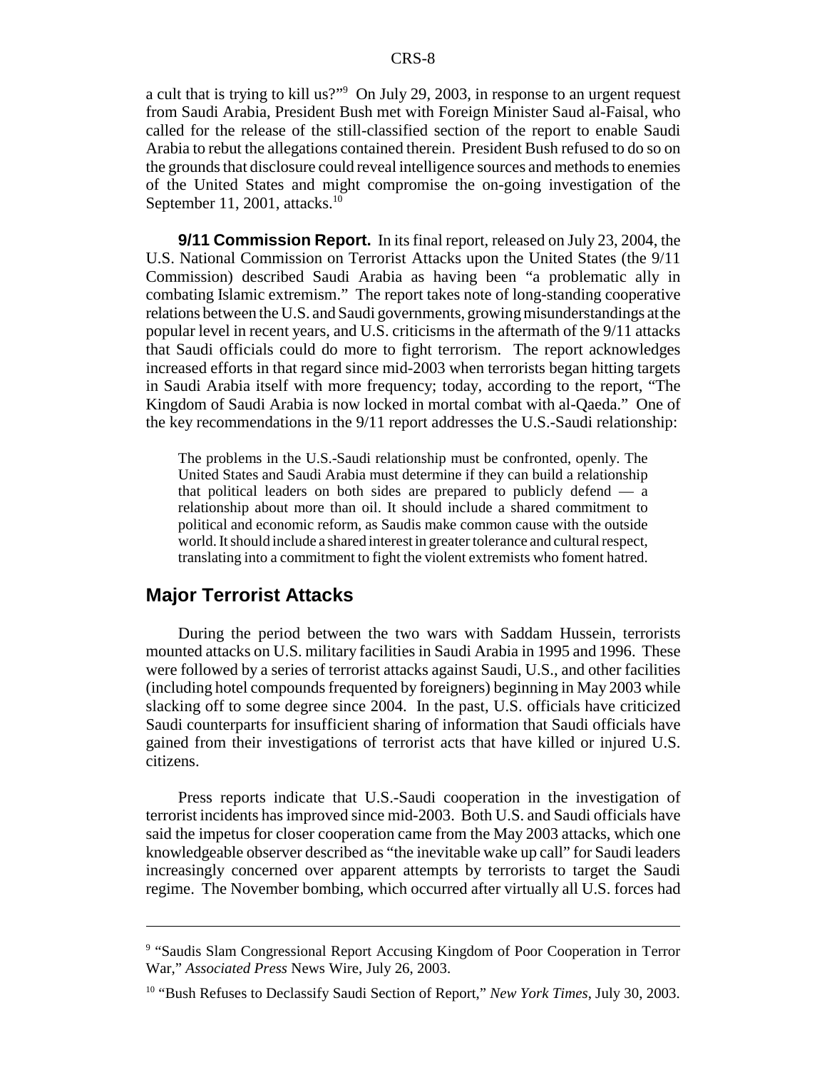a cult that is trying to kill us?"[9] On July 29, 2003, in response to an urgent request from Saudi Arabia, President Bush met with Foreign Minister Saud al-Faisal, who called for the release of the still-classified section of the report to enable Saudi Arabia to rebut the allegations contained therein. President Bush refused to do so on the grounds that disclosure could reveal intelligence sources and methods to enemies of the United States and might compromise the on-going investigation of the September 11, 2001, attacks.[10]

**9/11 Commission Report.** In its final report, released on July 23, 2004, the U.S. National Commission on Terrorist Attacks upon the United States (the 9/11 Commission) described Saudi Arabia as having been "a problematic ally in combating Islamic extremism." The report takes note of long-standing cooperative relations between the U.S. and Saudi governments, growing misunderstandings at the popular level in recent years, and U.S. criticisms in the aftermath of the 9/11 attacks that Saudi officials could do more to fight terrorism. The report acknowledges increased efforts in that regard since mid-2003 when terrorists began hitting targets in Saudi Arabia itself with more frequency; today, according to the report, "The Kingdom of Saudi Arabia is now locked in mortal combat with al-Qaeda." One of the key recommendations in the 9/11 report addresses the U.S.-Saudi relationship:

> The problems in the U.S.-Saudi relationship must be confronted, openly. The United States and Saudi Arabia must determine if they can build a relationship that political leaders on both sides are prepared to publicly defend — a relationship about more than oil. It should include a shared commitment to political and economic reform, as Saudis make common cause with the outside world. It should include a shared interest in greater tolerance and cultural respect, translating into a commitment to fight the violent extremists who foment hatred.

## Major Terrorist Attacks

During the period between the two wars with Saddam Hussein, terrorists mounted attacks on U.S. military facilities in Saudi Arabia in 1995 and 1996. These were followed by a series of terrorist attacks against Saudi, U.S., and other facilities (including hotel compounds frequented by foreigners) beginning in May 2003 while slacking off to some degree since 2004. In the past, U.S. officials have criticized Saudi counterparts for insufficient sharing of information that Saudi officials have gained from their investigations of terrorist acts that have killed or injured U.S. citizens.

Press reports indicate that U.S.-Saudi cooperation in the investigation of terrorist incidents has improved since mid-2003. Both U.S. and Saudi officials have said the impetus for closer cooperation came from the May 2003 attacks, which one knowledgeable observer described as "the inevitable wake up call" for Saudi leaders increasingly concerned over apparent attempts by terrorists to target the Saudi regime. The November bombing, which occurred after virtually all U.S. forces had

---

[9] "Saudis Slam Congressional Report Accusing Kingdom of Poor Cooperation in Terror War," *Associated Press* News Wire, July 26, 2003.

[10] "Bush Refuses to Declassify Saudi Section of Report," *New York Times*, July 30, 2003.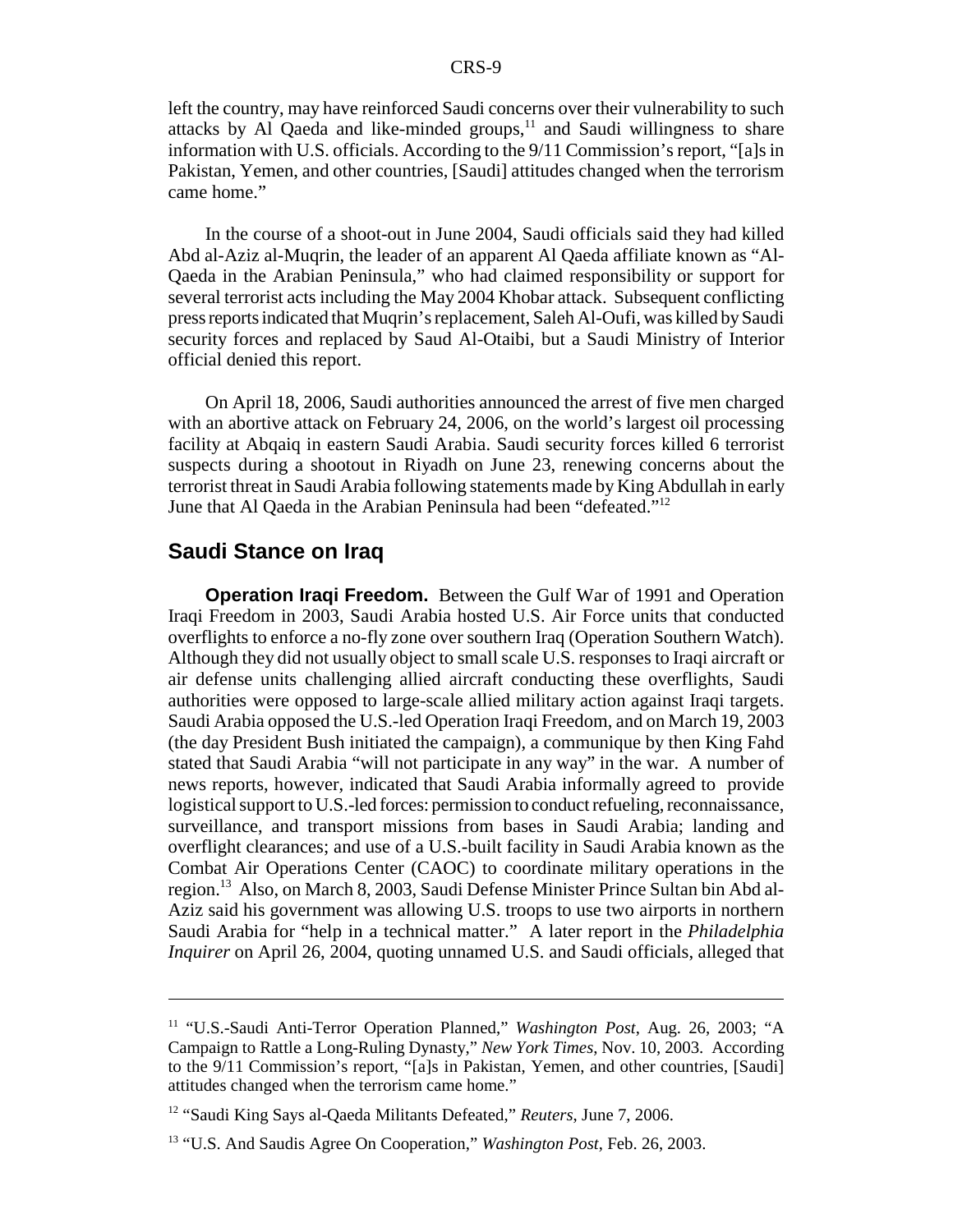left the country, may have reinforced Saudi concerns over their vulnerability to such attacks by Al Qaeda and like-minded groups,[11] and Saudi willingness to share information with U.S. officials. According to the 9/11 Commission's report, "[a]s in Pakistan, Yemen, and other countries, [Saudi] attitudes changed when the terrorism came home."

In the course of a shoot-out in June 2004, Saudi officials said they had killed Abd al-Aziz al-Muqrin, the leader of an apparent Al Qaeda affiliate known as "Al-Qaeda in the Arabian Peninsula," who had claimed responsibility or support for several terrorist acts including the May 2004 Khobar attack. Subsequent conflicting press reports indicated that Muqrin's replacement, Saleh Al-Oufi, was killed by Saudi security forces and replaced by Saud Al-Otaibi, but a Saudi Ministry of Interior official denied this report.

On April 18, 2006, Saudi authorities announced the arrest of five men charged with an abortive attack on February 24, 2006, on the world's largest oil processing facility at Abqaiq in eastern Saudi Arabia. Saudi security forces killed 6 terrorist suspects during a shootout in Riyadh on June 23, renewing concerns about the terrorist threat in Saudi Arabia following statements made by King Abdullah in early June that Al Qaeda in the Arabian Peninsula had been "defeated."[12]

## Saudi Stance on Iraq

**Operation Iraqi Freedom.** Between the Gulf War of 1991 and Operation Iraqi Freedom in 2003, Saudi Arabia hosted U.S. Air Force units that conducted overflights to enforce a no-fly zone over southern Iraq (Operation Southern Watch). Although they did not usually object to small scale U.S. responses to Iraqi aircraft or air defense units challenging allied aircraft conducting these overflights, Saudi authorities were opposed to large-scale allied military action against Iraqi targets. Saudi Arabia opposed the U.S.-led Operation Iraqi Freedom, and on March 19, 2003 (the day President Bush initiated the campaign), a communique by then King Fahd stated that Saudi Arabia "will not participate in any way" in the war. A number of news reports, however, indicated that Saudi Arabia informally agreed to provide logistical support to U.S.-led forces: permission to conduct refueling, reconnaissance, surveillance, and transport missions from bases in Saudi Arabia; landing and overflight clearances; and use of a U.S.-built facility in Saudi Arabia known as the Combat Air Operations Center (CAOC) to coordinate military operations in the region.[13] Also, on March 8, 2003, Saudi Defense Minister Prince Sultan bin Abd al-Aziz said his government was allowing U.S. troops to use two airports in northern Saudi Arabia for "help in a technical matter." A later report in the *Philadelphia Inquirer* on April 26, 2004, quoting unnamed U.S. and Saudi officials, alleged that

---

[11] "U.S.-Saudi Anti-Terror Operation Planned," *Washington Post*, Aug. 26, 2003; "A Campaign to Rattle a Long-Ruling Dynasty," *New York Times*, Nov. 10, 2003. According to the 9/11 Commission's report, "[a]s in Pakistan, Yemen, and other countries, [Saudi] attitudes changed when the terrorism came home."

[12] "Saudi King Says al-Qaeda Militants Defeated," *Reuters*, June 7, 2006.

[13] "U.S. And Saudis Agree On Cooperation," *Washington Post*, Feb. 26, 2003.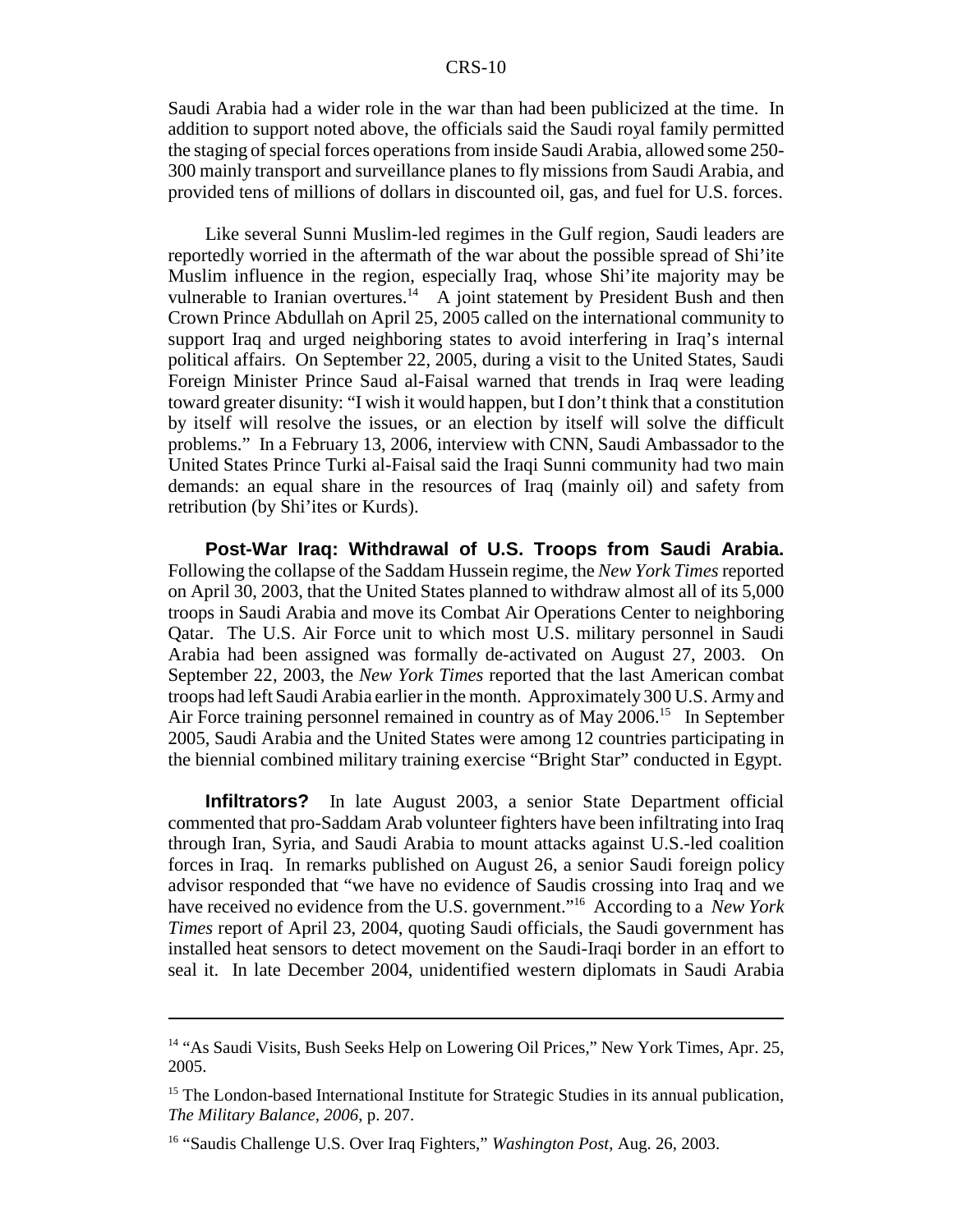Saudi Arabia had a wider role in the war than had been publicized at the time. In addition to support noted above, the officials said the Saudi royal family permitted the staging of special forces operations from inside Saudi Arabia, allowed some 250-300 mainly transport and surveillance planes to fly missions from Saudi Arabia, and provided tens of millions of dollars in discounted oil, gas, and fuel for U.S. forces.

Like several Sunni Muslim-led regimes in the Gulf region, Saudi leaders are reportedly worried in the aftermath of the war about the possible spread of Shi'ite Muslim influence in the region, especially Iraq, whose Shi'ite majority may be vulnerable to Iranian overtures.[14] A joint statement by President Bush and then Crown Prince Abdullah on April 25, 2005 called on the international community to support Iraq and urged neighboring states to avoid interfering in Iraq's internal political affairs. On September 22, 2005, during a visit to the United States, Saudi Foreign Minister Prince Saud al-Faisal warned that trends in Iraq were leading toward greater disunity: "I wish it would happen, but I don't think that a constitution by itself will resolve the issues, or an election by itself will solve the difficult problems." In a February 13, 2006, interview with CNN, Saudi Ambassador to the United States Prince Turki al-Faisal said the Iraqi Sunni community had two main demands: an equal share in the resources of Iraq (mainly oil) and safety from retribution (by Shi'ites or Kurds).

**Post-War Iraq: Withdrawal of U.S. Troops from Saudi Arabia.** Following the collapse of the Saddam Hussein regime, the *New York Times* reported on April 30, 2003, that the United States planned to withdraw almost all of its 5,000 troops in Saudi Arabia and move its Combat Air Operations Center to neighboring Qatar. The U.S. Air Force unit to which most U.S. military personnel in Saudi Arabia had been assigned was formally de-activated on August 27, 2003. On September 22, 2003, the *New York Times* reported that the last American combat troops had left Saudi Arabia earlier in the month. Approximately 300 U.S. Army and Air Force training personnel remained in country as of May 2006.[15] In September 2005, Saudi Arabia and the United States were among 12 countries participating in the biennial combined military training exercise "Bright Star" conducted in Egypt.

**Infiltrators?** In late August 2003, a senior State Department official commented that pro-Saddam Arab volunteer fighters have been infiltrating into Iraq through Iran, Syria, and Saudi Arabia to mount attacks against U.S.-led coalition forces in Iraq. In remarks published on August 26, a senior Saudi foreign policy advisor responded that "we have no evidence of Saudis crossing into Iraq and we have received no evidence from the U.S. government."[16] According to a *New York Times* report of April 23, 2004, quoting Saudi officials, the Saudi government has installed heat sensors to detect movement on the Saudi-Iraqi border in an effort to seal it. In late December 2004, unidentified western diplomats in Saudi Arabia

---

[14] "As Saudi Visits, Bush Seeks Help on Lowering Oil Prices," New York Times, Apr. 25, 2005.

[15] The London-based International Institute for Strategic Studies in its annual publication, *The Military Balance, 2006*, p. 207.

[16] "Saudis Challenge U.S. Over Iraq Fighters," *Washington Post*, Aug. 26, 2003.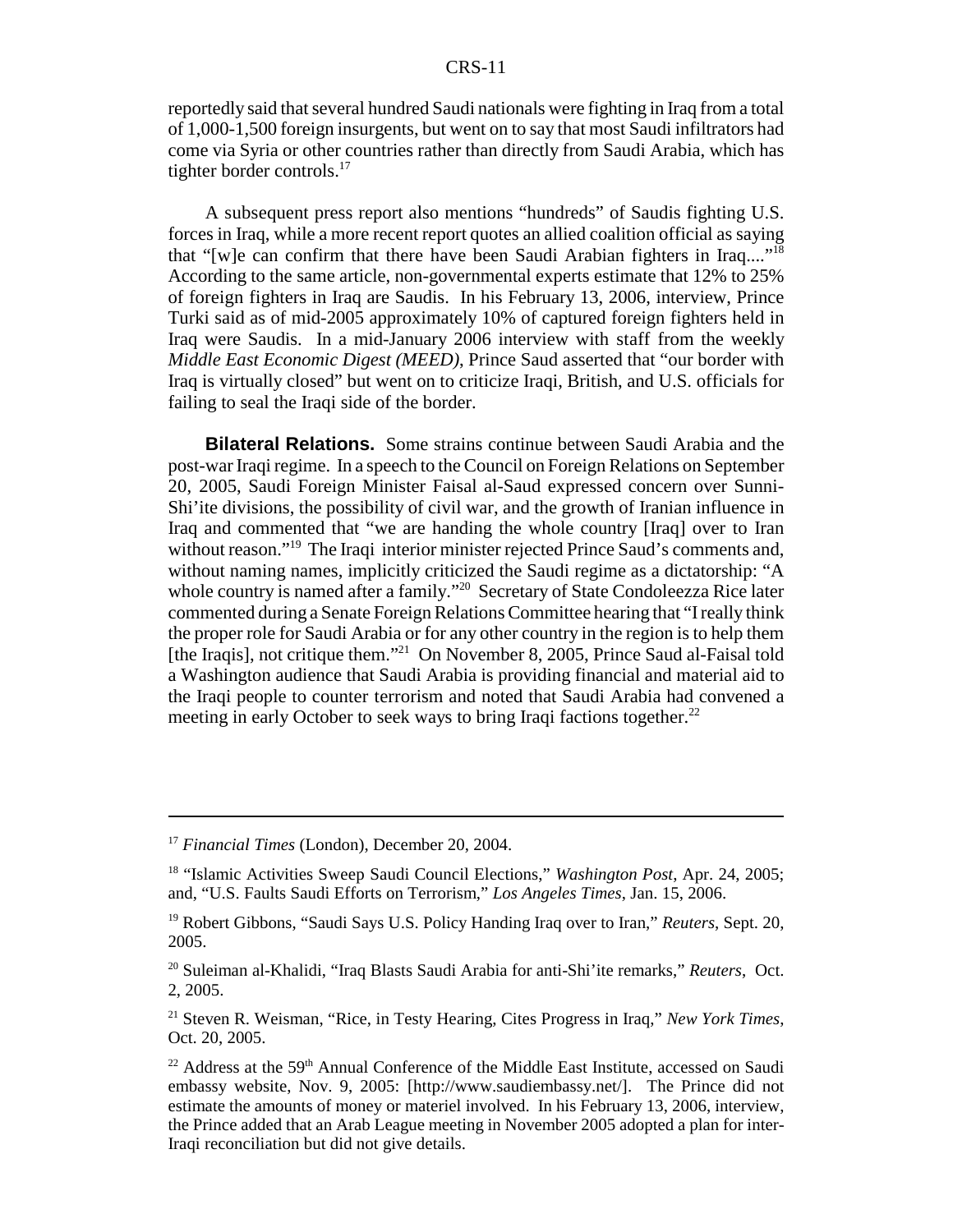reportedly said that several hundred Saudi nationals were fighting in Iraq from a total of 1,000-1,500 foreign insurgents, but went on to say that most Saudi infiltrators had come via Syria or other countries rather than directly from Saudi Arabia, which has tighter border controls.[17]

A subsequent press report also mentions "hundreds" of Saudis fighting U.S. forces in Iraq, while a more recent report quotes an allied coalition official as saying that "[w]e can confirm that there have been Saudi Arabian fighters in Iraq...."[18] According to the same article, non-governmental experts estimate that 12% to 25% of foreign fighters in Iraq are Saudis. In his February 13, 2006, interview, Prince Turki said as of mid-2005 approximately 10% of captured foreign fighters held in Iraq were Saudis. In a mid-January 2006 interview with staff from the weekly *Middle East Economic Digest (MEED)*, Prince Saud asserted that "our border with Iraq is virtually closed" but went on to criticize Iraqi, British, and U.S. officials for failing to seal the Iraqi side of the border.

**Bilateral Relations.** Some strains continue between Saudi Arabia and the post-war Iraqi regime. In a speech to the Council on Foreign Relations on September 20, 2005, Saudi Foreign Minister Faisal al-Saud expressed concern over Sunni-Shi'ite divisions, the possibility of civil war, and the growth of Iranian influence in Iraq and commented that "we are handing the whole country [Iraq] over to Iran without reason."[19] The Iraqi interior minister rejected Prince Saud's comments and, without naming names, implicitly criticized the Saudi regime as a dictatorship: "A whole country is named after a family."[20] Secretary of State Condoleezza Rice later commented during a Senate Foreign Relations Committee hearing that "I really think the proper role for Saudi Arabia or for any other country in the region is to help them [the Iraqis], not critique them."[21] On November 8, 2005, Prince Saud al-Faisal told a Washington audience that Saudi Arabia is providing financial and material aid to the Iraqi people to counter terrorism and noted that Saudi Arabia had convened a meeting in early October to seek ways to bring Iraqi factions together.[22]

---

[17] *Financial Times* (London), December 20, 2004.

[18] "Islamic Activities Sweep Saudi Council Elections," *Washington Post*, Apr. 24, 2005; and, "U.S. Faults Saudi Efforts on Terrorism," *Los Angeles Times*, Jan. 15, 2006.

[19] Robert Gibbons, "Saudi Says U.S. Policy Handing Iraq over to Iran," *Reuters*, Sept. 20, 2005.

[20] Suleiman al-Khalidi, "Iraq Blasts Saudi Arabia for anti-Shi'ite remarks," *Reuters*, Oct. 2, 2005.

[21] Steven R. Weisman, "Rice, in Testy Hearing, Cites Progress in Iraq," *New York Times*, Oct. 20, 2005.

[22] Address at the 59th Annual Conference of the Middle East Institute, accessed on Saudi embassy website, Nov. 9, 2005: [http://www.saudiembassy.net/]. The Prince did not estimate the amounts of money or materiel involved. In his February 13, 2006, interview, the Prince added that an Arab League meeting in November 2005 adopted a plan for inter-Iraqi reconciliation but did not give details.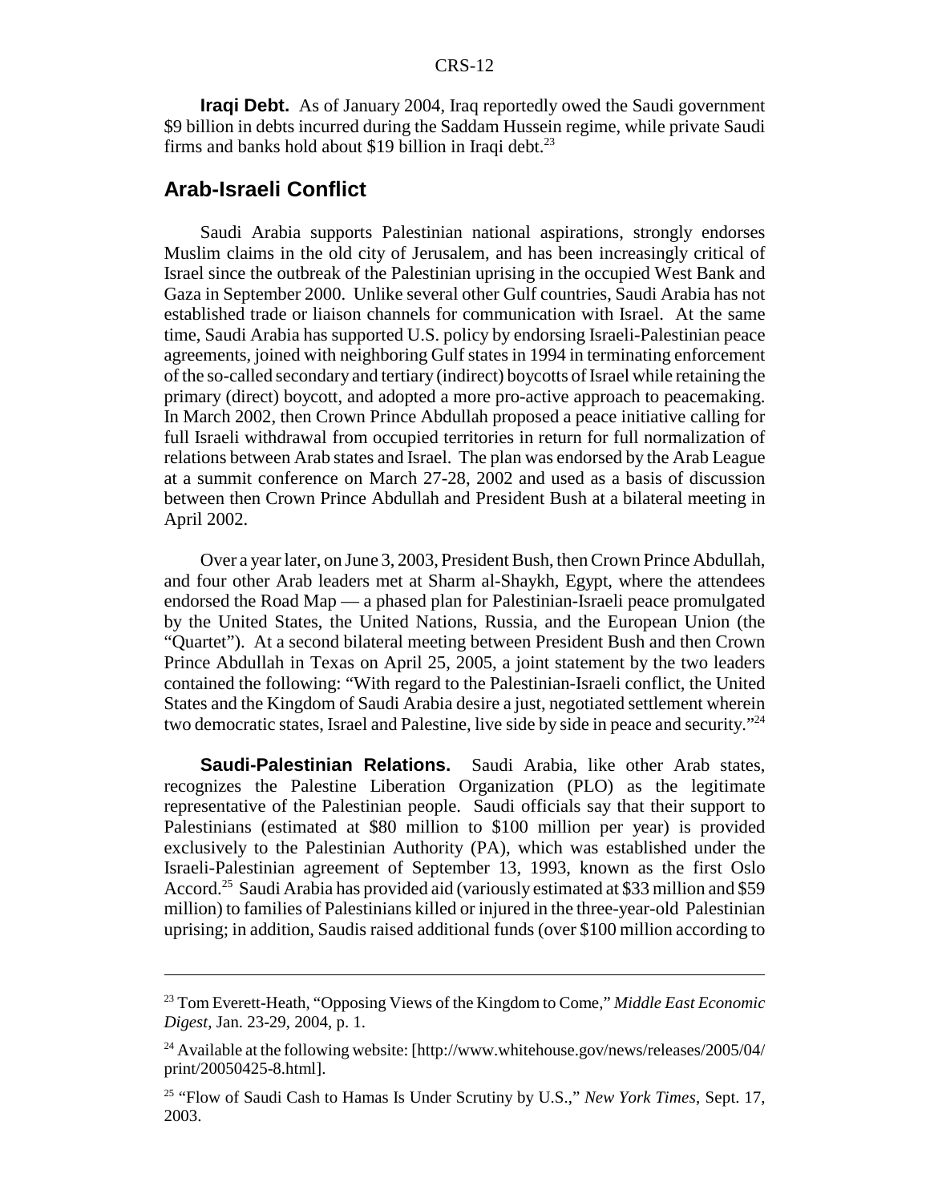**Iraqi Debt.** As of January 2004, Iraq reportedly owed the Saudi government \$9 billion in debts incurred during the Saddam Hussein regime, while private Saudi firms and banks hold about \$19 billion in Iraqi debt.[23]

## Arab-Israeli Conflict

Saudi Arabia supports Palestinian national aspirations, strongly endorses Muslim claims in the old city of Jerusalem, and has been increasingly critical of Israel since the outbreak of the Palestinian uprising in the occupied West Bank and Gaza in September 2000. Unlike several other Gulf countries, Saudi Arabia has not established trade or liaison channels for communication with Israel. At the same time, Saudi Arabia has supported U.S. policy by endorsing Israeli-Palestinian peace agreements, joined with neighboring Gulf states in 1994 in terminating enforcement of the so-called secondary and tertiary (indirect) boycotts of Israel while retaining the primary (direct) boycott, and adopted a more pro-active approach to peacemaking. In March 2002, then Crown Prince Abdullah proposed a peace initiative calling for full Israeli withdrawal from occupied territories in return for full normalization of relations between Arab states and Israel. The plan was endorsed by the Arab League at a summit conference on March 27-28, 2002 and used as a basis of discussion between then Crown Prince Abdullah and President Bush at a bilateral meeting in April 2002.

Over a year later, on June 3, 2003, President Bush, then Crown Prince Abdullah, and four other Arab leaders met at Sharm al-Shaykh, Egypt, where the attendees endorsed the Road Map — a phased plan for Palestinian-Israeli peace promulgated by the United States, the United Nations, Russia, and the European Union (the "Quartet"). At a second bilateral meeting between President Bush and then Crown Prince Abdullah in Texas on April 25, 2005, a joint statement by the two leaders contained the following: "With regard to the Palestinian-Israeli conflict, the United States and the Kingdom of Saudi Arabia desire a just, negotiated settlement wherein two democratic states, Israel and Palestine, live side by side in peace and security."[24]

**Saudi-Palestinian Relations.** Saudi Arabia, like other Arab states, recognizes the Palestine Liberation Organization (PLO) as the legitimate representative of the Palestinian people. Saudi officials say that their support to Palestinians (estimated at \$80 million to \$100 million per year) is provided exclusively to the Palestinian Authority (PA), which was established under the Israeli-Palestinian agreement of September 13, 1993, known as the first Oslo Accord.[25] Saudi Arabia has provided aid (variously estimated at \$33 million and \$59 million) to families of Palestinians killed or injured in the three-year-old Palestinian uprising; in addition, Saudis raised additional funds (over \$100 million according to

---

[23] Tom Everett-Heath, "Opposing Views of the Kingdom to Come," *Middle East Economic Digest*, Jan. 23-29, 2004, p. 1.

[24] Available at the following website: [http://www.whitehouse.gov/news/releases/2005/04/print/20050425-8.html].

[25] "Flow of Saudi Cash to Hamas Is Under Scrutiny by U.S.," *New York Times*, Sept. 17, 2003.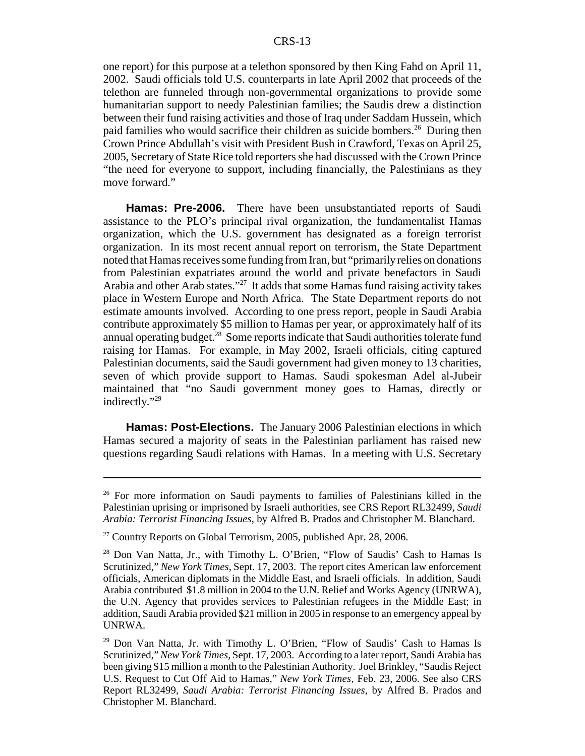one report) for this purpose at a telethon sponsored by then King Fahd on April 11, 2002. Saudi officials told U.S. counterparts in late April 2002 that proceeds of the telethon are funneled through non-governmental organizations to provide some humanitarian support to needy Palestinian families; the Saudis drew a distinction between their fund raising activities and those of Iraq under Saddam Hussein, which paid families who would sacrifice their children as suicide bombers.[26] During then Crown Prince Abdullah's visit with President Bush in Crawford, Texas on April 25, 2005, Secretary of State Rice told reporters she had discussed with the Crown Prince "the need for everyone to support, including financially, the Palestinians as they move forward."

**Hamas: Pre-2006.** There have been unsubstantiated reports of Saudi assistance to the PLO's principal rival organization, the fundamentalist Hamas organization, which the U.S. government has designated as a foreign terrorist organization. In its most recent annual report on terrorism, the State Department noted that Hamas receives some funding from Iran, but "primarily relies on donations from Palestinian expatriates around the world and private benefactors in Saudi Arabia and other Arab states."[27] It adds that some Hamas fund raising activity takes place in Western Europe and North Africa. The State Department reports do not estimate amounts involved. According to one press report, people in Saudi Arabia contribute approximately \$5 million to Hamas per year, or approximately half of its annual operating budget.[28] Some reports indicate that Saudi authorities tolerate fund raising for Hamas. For example, in May 2002, Israeli officials, citing captured Palestinian documents, said the Saudi government had given money to 13 charities, seven of which provide support to Hamas. Saudi spokesman Adel al-Jubeir maintained that "no Saudi government money goes to Hamas, directly or indirectly."[29]

**Hamas: Post-Elections.** The January 2006 Palestinian elections in which Hamas secured a majority of seats in the Palestinian parliament has raised new questions regarding Saudi relations with Hamas. In a meeting with U.S. Secretary

---

[26] For more information on Saudi payments to families of Palestinians killed in the Palestinian uprising or imprisoned by Israeli authorities, see CRS Report RL32499, *Saudi Arabia: Terrorist Financing Issues*, by Alfred B. Prados and Christopher M. Blanchard.

[27] Country Reports on Global Terrorism, 2005, published Apr. 28, 2006.

[28] Don Van Natta, Jr., with Timothy L. O'Brien, "Flow of Saudis' Cash to Hamas Is Scrutinized," *New York Times*, Sept. 17, 2003. The report cites American law enforcement officials, American diplomats in the Middle East, and Israeli officials. In addition, Saudi Arabia contributed \$1.8 million in 2004 to the U.N. Relief and Works Agency (UNRWA), the U.N. Agency that provides services to Palestinian refugees in the Middle East; in addition, Saudi Arabia provided \$21 million in 2005 in response to an emergency appeal by UNRWA.

[29] Don Van Natta, Jr. with Timothy L. O'Brien, "Flow of Saudis' Cash to Hamas Is Scrutinized," *New York Times*, Sept. 17, 2003. According to a later report, Saudi Arabia has been giving \$15 million a month to the Palestinian Authority. Joel Brinkley, "Saudis Reject U.S. Request to Cut Off Aid to Hamas," *New York Times*, Feb. 23, 2006. See also CRS Report RL32499, *Saudi Arabia: Terrorist Financing Issues*, by Alfred B. Prados and Christopher M. Blanchard.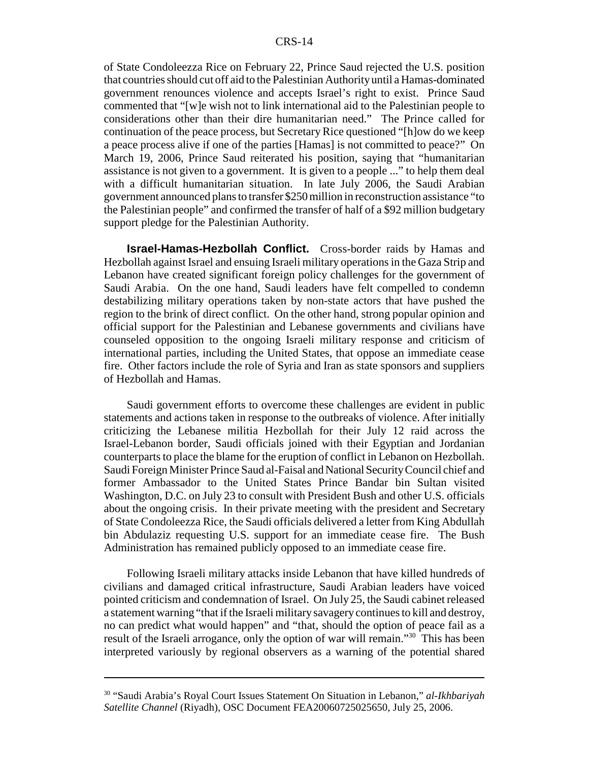of State Condoleezza Rice on February 22, Prince Saud rejected the U.S. position that countries should cut off aid to the Palestinian Authority until a Hamas-dominated government renounces violence and accepts Israel's right to exist. Prince Saud commented that "[w]e wish not to link international aid to the Palestinian people to considerations other than their dire humanitarian need." The Prince called for continuation of the peace process, but Secretary Rice questioned "[h]ow do we keep a peace process alive if one of the parties [Hamas] is not committed to peace?" On March 19, 2006, Prince Saud reiterated his position, saying that "humanitarian assistance is not given to a government. It is given to a people ..." to help them deal with a difficult humanitarian situation. In late July 2006, the Saudi Arabian government announced plans to transfer $250 million in reconstruction assistance "to the Palestinian people" and confirmed the transfer of half of a $92 million budgetary support pledge for the Palestinian Authority.

**Israel-Hamas-Hezbollah Conflict.** Cross-border raids by Hamas and Hezbollah against Israel and ensuing Israeli military operations in the Gaza Strip and Lebanon have created significant foreign policy challenges for the government of Saudi Arabia. On the one hand, Saudi leaders have felt compelled to condemn destabilizing military operations taken by non-state actors that have pushed the region to the brink of direct conflict. On the other hand, strong popular opinion and official support for the Palestinian and Lebanese governments and civilians have counseled opposition to the ongoing Israeli military response and criticism of international parties, including the United States, that oppose an immediate cease fire. Other factors include the role of Syria and Iran as state sponsors and suppliers of Hezbollah and Hamas.

Saudi government efforts to overcome these challenges are evident in public statements and actions taken in response to the outbreaks of violence. After initially criticizing the Lebanese militia Hezbollah for their July 12 raid across the Israel-Lebanon border, Saudi officials joined with their Egyptian and Jordanian counterparts to place the blame for the eruption of conflict in Lebanon on Hezbollah. Saudi Foreign Minister Prince Saud al-Faisal and National Security Council chief and former Ambassador to the United States Prince Bandar bin Sultan visited Washington, D.C. on July 23 to consult with President Bush and other U.S. officials about the ongoing crisis. In their private meeting with the president and Secretary of State Condoleezza Rice, the Saudi officials delivered a letter from King Abdullah bin Abdulaziz requesting U.S. support for an immediate cease fire. The Bush Administration has remained publicly opposed to an immediate cease fire.

Following Israeli military attacks inside Lebanon that have killed hundreds of civilians and damaged critical infrastructure, Saudi Arabian leaders have voiced pointed criticism and condemnation of Israel. On July 25, the Saudi cabinet released a statement warning "that if the Israeli military savagery continues to kill and destroy, no can predict what would happen" and "that, should the option of peace fail as a result of the Israeli arrogance, only the option of war will remain."[30] This has been interpreted variously by regional observers as a warning of the potential shared

---

[30] "Saudi Arabia's Royal Court Issues Statement On Situation in Lebanon," *al-Ikhbariyah Satellite Channel* (Riyadh), OSC Document FEA20060725025650, July 25, 2006.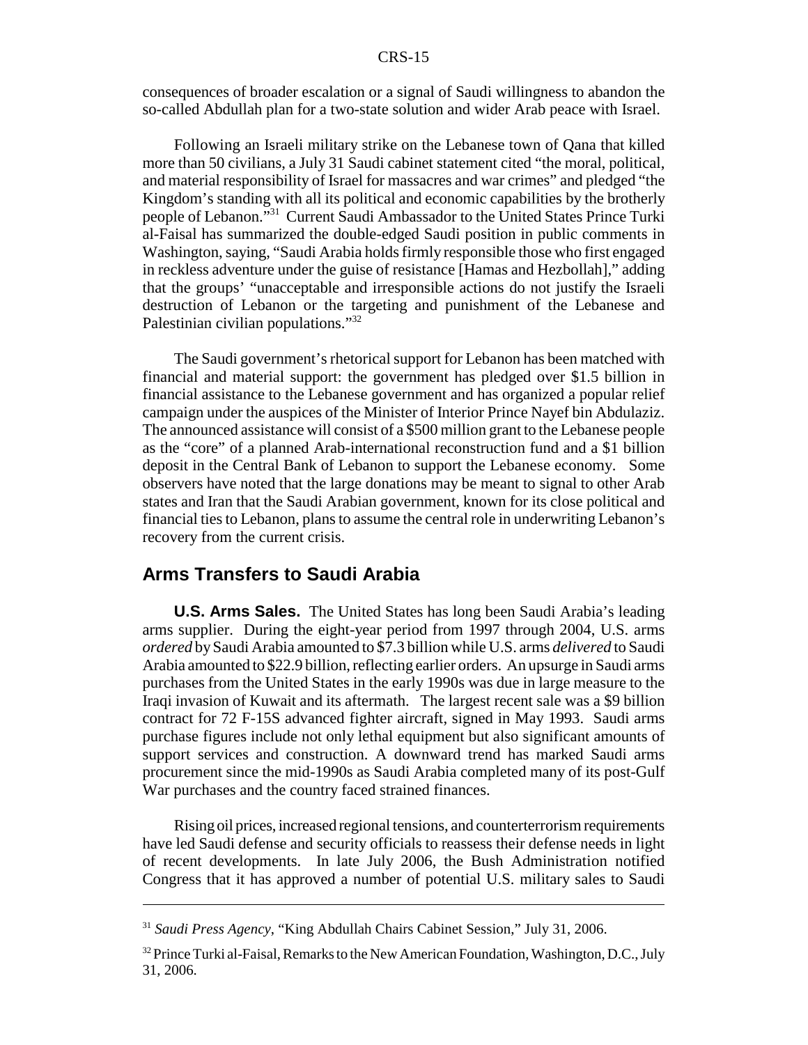consequences of broader escalation or a signal of Saudi willingness to abandon the so-called Abdullah plan for a two-state solution and wider Arab peace with Israel.

Following an Israeli military strike on the Lebanese town of Qana that killed more than 50 civilians, a July 31 Saudi cabinet statement cited "the moral, political, and material responsibility of Israel for massacres and war crimes" and pledged "the Kingdom's standing with all its political and economic capabilities by the brotherly people of Lebanon."[31] Current Saudi Ambassador to the United States Prince Turki al-Faisal has summarized the double-edged Saudi position in public comments in Washington, saying, "Saudi Arabia holds firmly responsible those who first engaged in reckless adventure under the guise of resistance [Hamas and Hezbollah]," adding that the groups' "unacceptable and irresponsible actions do not justify the Israeli destruction of Lebanon or the targeting and punishment of the Lebanese and Palestinian civilian populations."[32]

The Saudi government's rhetorical support for Lebanon has been matched with financial and material support: the government has pledged over $1.5 billion in financial assistance to the Lebanese government and has organized a popular relief campaign under the auspices of the Minister of Interior Prince Nayef bin Abdulaziz. The announced assistance will consist of a $500 million grant to the Lebanese people as the "core" of a planned Arab-international reconstruction fund and a $1 billion deposit in the Central Bank of Lebanon to support the Lebanese economy. Some observers have noted that the large donations may be meant to signal to other Arab states and Iran that the Saudi Arabian government, known for its close political and financial ties to Lebanon, plans to assume the central role in underwriting Lebanon's recovery from the current crisis.

## Arms Transfers to Saudi Arabia

**U.S. Arms Sales.** The United States has long been Saudi Arabia's leading arms supplier. During the eight-year period from 1997 through 2004, U.S. arms *ordered* by Saudi Arabia amounted to $7.3 billion while U.S. arms *delivered* to Saudi Arabia amounted to $22.9 billion, reflecting earlier orders. An upsurge in Saudi arms purchases from the United States in the early 1990s was due in large measure to the Iraqi invasion of Kuwait and its aftermath. The largest recent sale was a $9 billion contract for 72 F-15S advanced fighter aircraft, signed in May 1993. Saudi arms purchase figures include not only lethal equipment but also significant amounts of support services and construction. A downward trend has marked Saudi arms procurement since the mid-1990s as Saudi Arabia completed many of its post-Gulf War purchases and the country faced strained finances.

Rising oil prices, increased regional tensions, and counterterrorism requirements have led Saudi defense and security officials to reassess their defense needs in light of recent developments. In late July 2006, the Bush Administration notified Congress that it has approved a number of potential U.S. military sales to Saudi

---

[31] *Saudi Press Agency*, "King Abdullah Chairs Cabinet Session," July 31, 2006.

[32] Prince Turki al-Faisal, Remarks to the New American Foundation, Washington, D.C., July 31, 2006.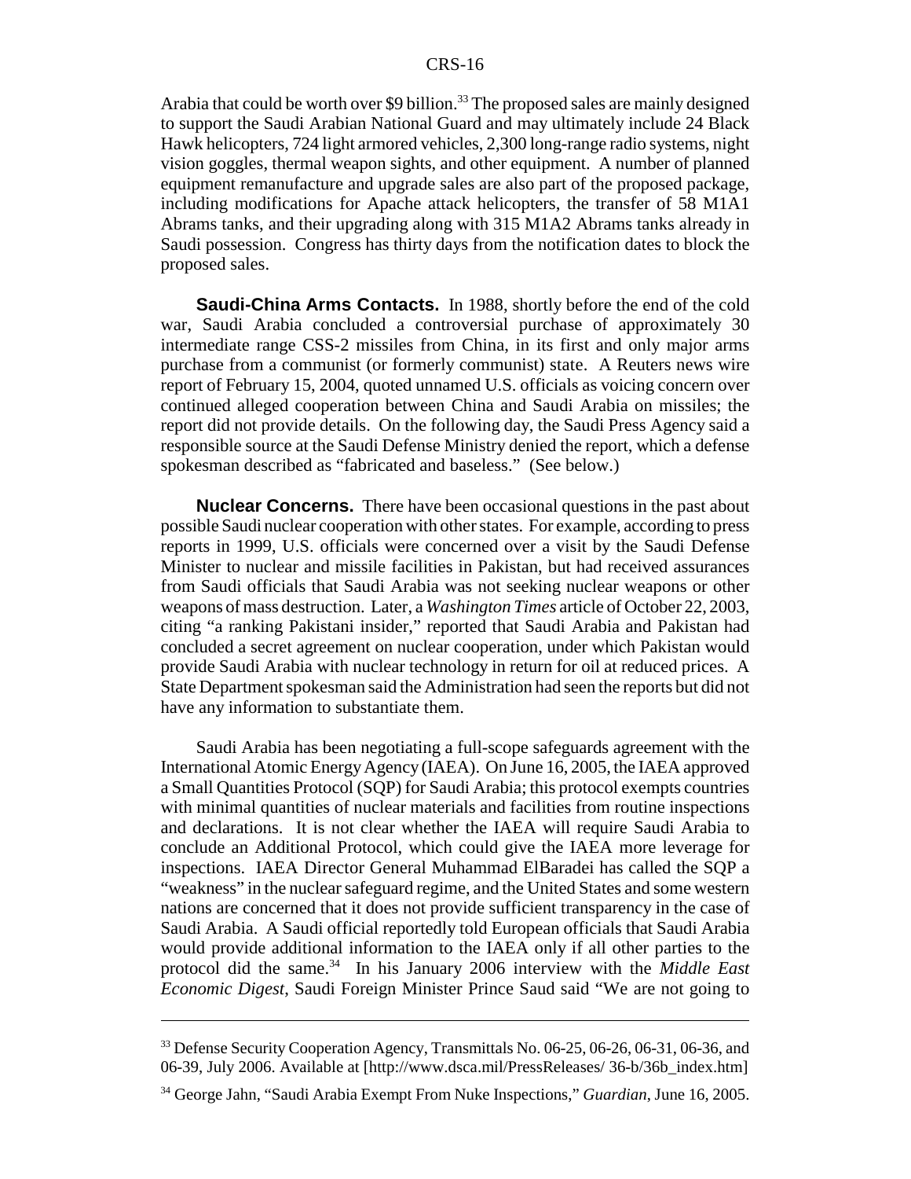Arabia that could be worth over $9 billion.[33] The proposed sales are mainly designed to support the Saudi Arabian National Guard and may ultimately include 24 Black Hawk helicopters, 724 light armored vehicles, 2,300 long-range radio systems, night vision goggles, thermal weapon sights, and other equipment. A number of planned equipment remanufacture and upgrade sales are also part of the proposed package, including modifications for Apache attack helicopters, the transfer of 58 M1A1 Abrams tanks, and their upgrading along with 315 M1A2 Abrams tanks already in Saudi possession. Congress has thirty days from the notification dates to block the proposed sales.

**Saudi-China Arms Contacts.** In 1988, shortly before the end of the cold war, Saudi Arabia concluded a controversial purchase of approximately 30 intermediate range CSS-2 missiles from China, in its first and only major arms purchase from a communist (or formerly communist) state. A Reuters news wire report of February 15, 2004, quoted unnamed U.S. officials as voicing concern over continued alleged cooperation between China and Saudi Arabia on missiles; the report did not provide details. On the following day, the Saudi Press Agency said a responsible source at the Saudi Defense Ministry denied the report, which a defense spokesman described as "fabricated and baseless." (See below.)

**Nuclear Concerns.** There have been occasional questions in the past about possible Saudi nuclear cooperation with other states. For example, according to press reports in 1999, U.S. officials were concerned over a visit by the Saudi Defense Minister to nuclear and missile facilities in Pakistan, but had received assurances from Saudi officials that Saudi Arabia was not seeking nuclear weapons or other weapons of mass destruction. Later, a *Washington Times* article of October 22, 2003, citing "a ranking Pakistani insider," reported that Saudi Arabia and Pakistan had concluded a secret agreement on nuclear cooperation, under which Pakistan would provide Saudi Arabia with nuclear technology in return for oil at reduced prices. A State Department spokesman said the Administration had seen the reports but did not have any information to substantiate them.

Saudi Arabia has been negotiating a full-scope safeguards agreement with the International Atomic Energy Agency (IAEA). On June 16, 2005, the IAEA approved a Small Quantities Protocol (SQP) for Saudi Arabia; this protocol exempts countries with minimal quantities of nuclear materials and facilities from routine inspections and declarations. It is not clear whether the IAEA will require Saudi Arabia to conclude an Additional Protocol, which could give the IAEA more leverage for inspections. IAEA Director General Muhammad ElBaradei has called the SQP a "weakness" in the nuclear safeguard regime, and the United States and some western nations are concerned that it does not provide sufficient transparency in the case of Saudi Arabia. A Saudi official reportedly told European officials that Saudi Arabia would provide additional information to the IAEA only if all other parties to the protocol did the same.[34] In his January 2006 interview with the *Middle East Economic Digest*, Saudi Foreign Minister Prince Saud said "We are not going to

---

[33] Defense Security Cooperation Agency, Transmittals No. 06-25, 06-26, 06-31, 06-36, and 06-39, July 2006. Available at [http://www.dsca.mil/PressReleases/ 36-b/36b_index.htm]

[34] George Jahn, "Saudi Arabia Exempt From Nuke Inspections," *Guardian*, June 16, 2005.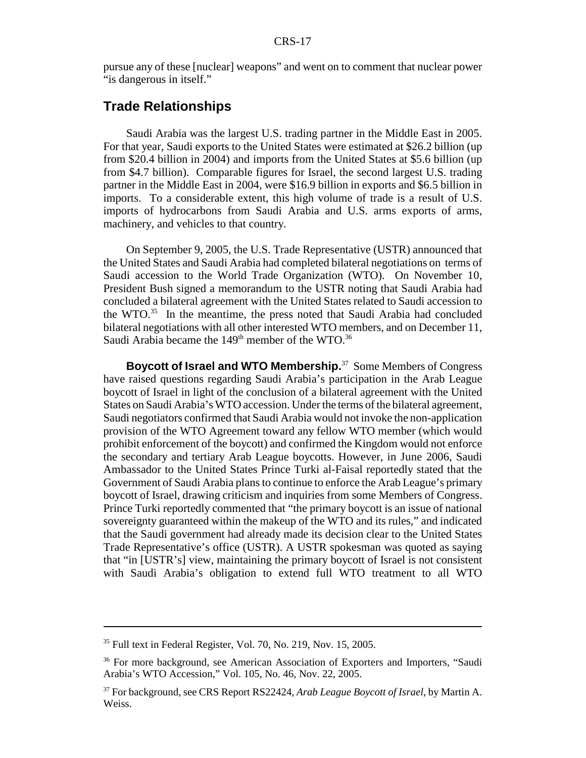pursue any of these [nuclear] weapons" and went on to comment that nuclear power "is dangerous in itself."

## Trade Relationships

Saudi Arabia was the largest U.S. trading partner in the Middle East in 2005. For that year, Saudi exports to the United States were estimated at $26.2 billion (up from $20.4 billion in 2004) and imports from the United States at $5.6 billion (up from $4.7 billion). Comparable figures for Israel, the second largest U.S. trading partner in the Middle East in 2004, were $16.9 billion in exports and $6.5 billion in imports. To a considerable extent, this high volume of trade is a result of U.S. imports of hydrocarbons from Saudi Arabia and U.S. arms exports of arms, machinery, and vehicles to that country.

On September 9, 2005, the U.S. Trade Representative (USTR) announced that the United States and Saudi Arabia had completed bilateral negotiations on terms of Saudi accession to the World Trade Organization (WTO). On November 10, President Bush signed a memorandum to the USTR noting that Saudi Arabia had concluded a bilateral agreement with the United States related to Saudi accession to the WTO.[35] In the meantime, the press noted that Saudi Arabia had concluded bilateral negotiations with all other interested WTO members, and on December 11, Saudi Arabia became the 149th member of the WTO.[36]

**Boycott of Israel and WTO Membership.**[37] Some Members of Congress have raised questions regarding Saudi Arabia's participation in the Arab League boycott of Israel in light of the conclusion of a bilateral agreement with the United States on Saudi Arabia's WTO accession. Under the terms of the bilateral agreement, Saudi negotiators confirmed that Saudi Arabia would not invoke the non-application provision of the WTO Agreement toward any fellow WTO member (which would prohibit enforcement of the boycott) and confirmed the Kingdom would not enforce the secondary and tertiary Arab League boycotts. However, in June 2006, Saudi Ambassador to the United States Prince Turki al-Faisal reportedly stated that the Government of Saudi Arabia plans to continue to enforce the Arab League's primary boycott of Israel, drawing criticism and inquiries from some Members of Congress. Prince Turki reportedly commented that "the primary boycott is an issue of national sovereignty guaranteed within the makeup of the WTO and its rules," and indicated that the Saudi government had already made its decision clear to the United States Trade Representative's office (USTR). A USTR spokesman was quoted as saying that "in [USTR's] view, maintaining the primary boycott of Israel is not consistent with Saudi Arabia's obligation to extend full WTO treatment to all WTO

---

[35] Full text in Federal Register, Vol. 70, No. 219, Nov. 15, 2005.

[36] For more background, see American Association of Exporters and Importers, "Saudi Arabia's WTO Accession," Vol. 105, No. 46, Nov. 22, 2005.

[37] For background, see CRS Report RS22424, *Arab League Boycott of Israel*, by Martin A. Weiss.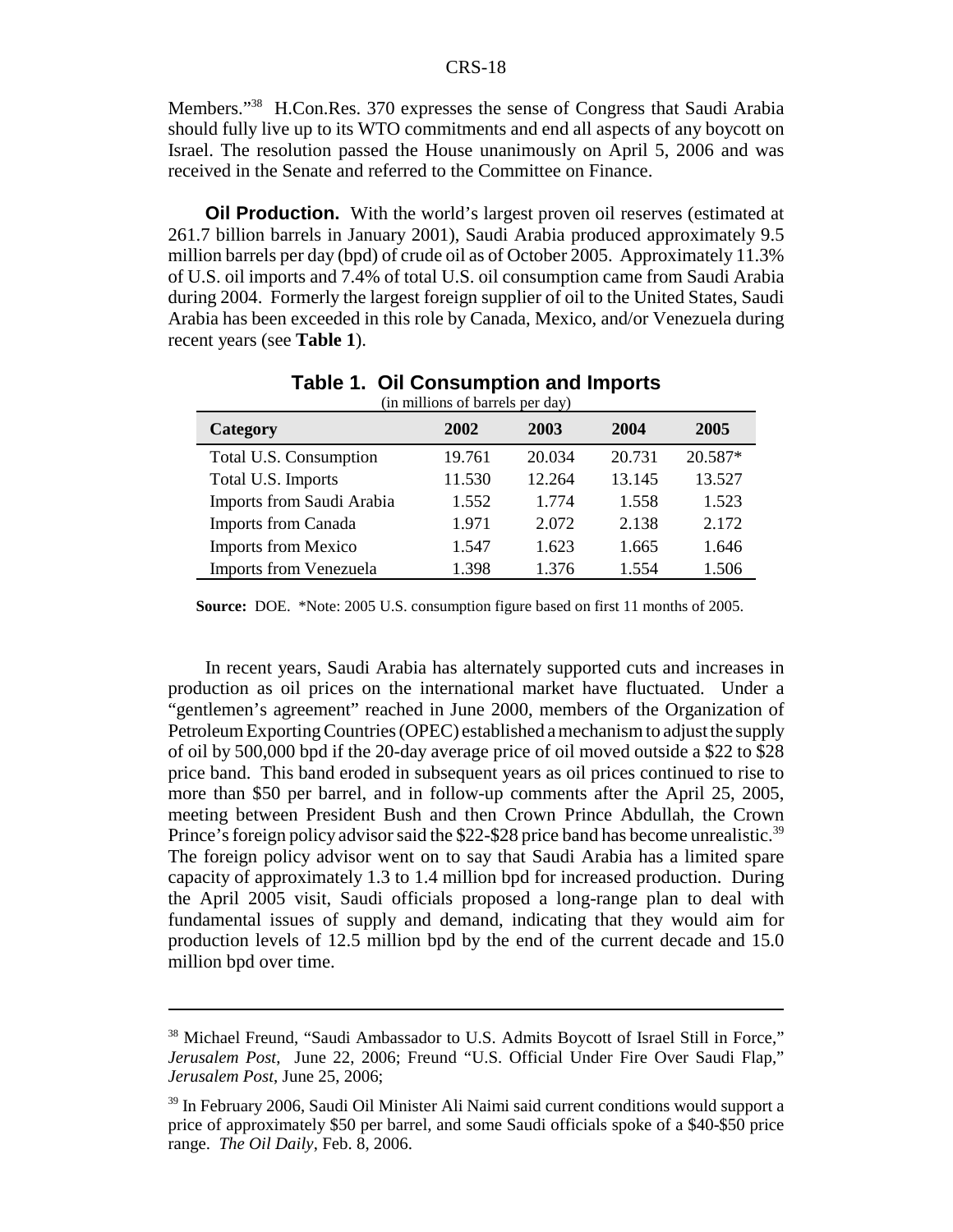Members."[38] H.Con.Res. 370 expresses the sense of Congress that Saudi Arabia should fully live up to its WTO commitments and end all aspects of any boycott on Israel. The resolution passed the House unanimously on April 5, 2006 and was received in the Senate and referred to the Committee on Finance.

**Oil Production.** With the world's largest proven oil reserves (estimated at 261.7 billion barrels in January 2001), Saudi Arabia produced approximately 9.5 million barrels per day (bpd) of crude oil as of October 2005. Approximately 11.3% of U.S. oil imports and 7.4% of total U.S. oil consumption came from Saudi Arabia during 2004. Formerly the largest foreign supplier of oil to the United States, Saudi Arabia has been exceeded in this role by Canada, Mexico, and/or Venezuela during recent years (see **Table 1**).

**Table 1. Oil Consumption and Imports**
(in millions of barrels per day)

| Category | 2002 | 2003 | 2004 | 2005 |
|---|---|---|---|---|
| Total U.S. Consumption | 19.761 | 20.034 | 20.731 | 20.587* |
| Total U.S. Imports | 11.530 | 12.264 | 13.145 | 13.527 |
| Imports from Saudi Arabia | 1.552 | 1.774 | 1.558 | 1.523 |
| Imports from Canada | 1.971 | 2.072 | 2.138 | 2.172 |
| Imports from Mexico | 1.547 | 1.623 | 1.665 | 1.646 |
| Imports from Venezuela | 1.398 | 1.376 | 1.554 | 1.506 |

**Source:** DOE. *Note: 2005 U.S. consumption figure based on first 11 months of 2005.

In recent years, Saudi Arabia has alternately supported cuts and increases in production as oil prices on the international market have fluctuated. Under a "gentlemen's agreement" reached in June 2000, members of the Organization of Petroleum Exporting Countries (OPEC) established a mechanism to adjust the supply of oil by 500,000 bpd if the 20-day average price of oil moved outside a $22 to $28 price band. This band eroded in subsequent years as oil prices continued to rise to more than $50 per barrel, and in follow-up comments after the April 25, 2005, meeting between President Bush and then Crown Prince Abdullah, the Crown Prince's foreign policy advisor said the $22-$28 price band has become unrealistic.[39] The foreign policy advisor went on to say that Saudi Arabia has a limited spare capacity of approximately 1.3 to 1.4 million bpd for increased production. During the April 2005 visit, Saudi officials proposed a long-range plan to deal with fundamental issues of supply and demand, indicating that they would aim for production levels of 12.5 million bpd by the end of the current decade and 15.0 million bpd over time.

---

[38] Michael Freund, "Saudi Ambassador to U.S. Admits Boycott of Israel Still in Force," *Jerusalem Post*, June 22, 2006; Freund "U.S. Official Under Fire Over Saudi Flap," *Jerusalem Post*, June 25, 2006;

[39] In February 2006, Saudi Oil Minister Ali Naimi said current conditions would support a price of approximately $50 per barrel, and some Saudi officials spoke of a $40-$50 price range. *The Oil Daily*, Feb. 8, 2006.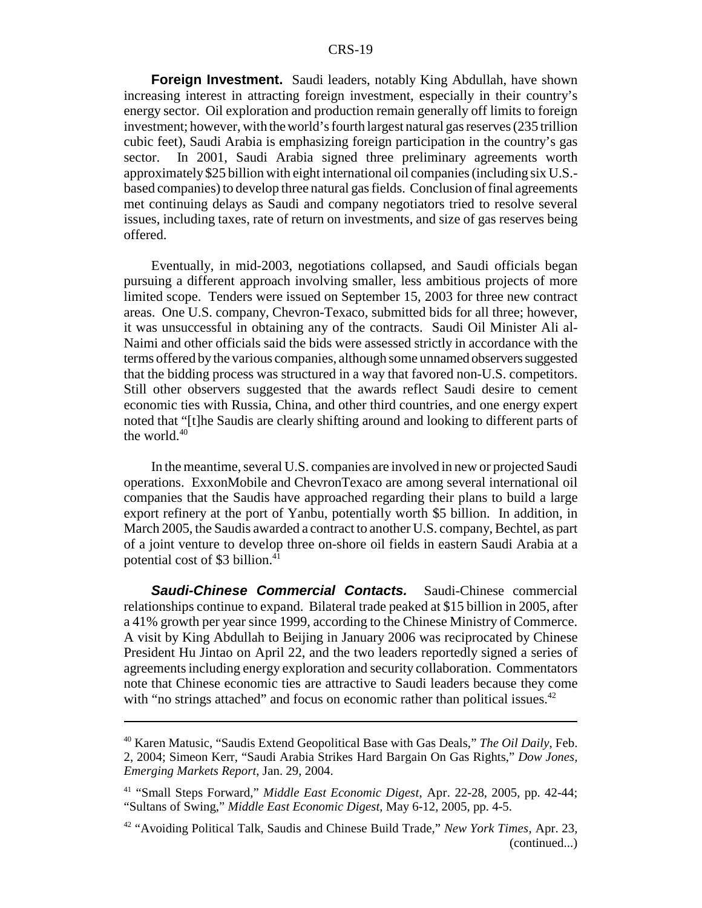**Foreign Investment.** Saudi leaders, notably King Abdullah, have shown increasing interest in attracting foreign investment, especially in their country's energy sector. Oil exploration and production remain generally off limits to foreign investment; however, with the world's fourth largest natural gas reserves (235 trillion cubic feet), Saudi Arabia is emphasizing foreign participation in the country's gas sector. In 2001, Saudi Arabia signed three preliminary agreements worth approximately $25 billion with eight international oil companies (including six U.S.-based companies) to develop three natural gas fields. Conclusion of final agreements met continuing delays as Saudi and company negotiators tried to resolve several issues, including taxes, rate of return on investments, and size of gas reserves being offered.

Eventually, in mid-2003, negotiations collapsed, and Saudi officials began pursuing a different approach involving smaller, less ambitious projects of more limited scope. Tenders were issued on September 15, 2003 for three new contract areas. One U.S. company, Chevron-Texaco, submitted bids for all three; however, it was unsuccessful in obtaining any of the contracts. Saudi Oil Minister Ali al-Naimi and other officials said the bids were assessed strictly in accordance with the terms offered by the various companies, although some unnamed observers suggested that the bidding process was structured in a way that favored non-U.S. competitors. Still other observers suggested that the awards reflect Saudi desire to cement economic ties with Russia, China, and other third countries, and one energy expert noted that "[t]he Saudis are clearly shifting around and looking to different parts of the world.[40]

In the meantime, several U.S. companies are involved in new or projected Saudi operations. ExxonMobile and ChevronTexaco are among several international oil companies that the Saudis have approached regarding their plans to build a large export refinery at the port of Yanbu, potentially worth $5 billion. In addition, in March 2005, the Saudis awarded a contract to another U.S. company, Bechtel, as part of a joint venture to develop three on-shore oil fields in eastern Saudi Arabia at a potential cost of $3 billion.[41]

***Saudi-Chinese Commercial Contacts.*** Saudi-Chinese commercial relationships continue to expand. Bilateral trade peaked at $15 billion in 2005, after a 41% growth per year since 1999, according to the Chinese Ministry of Commerce. A visit by King Abdullah to Beijing in January 2006 was reciprocated by Chinese President Hu Jintao on April 22, and the two leaders reportedly signed a series of agreements including energy exploration and security collaboration. Commentators note that Chinese economic ties are attractive to Saudi leaders because they come with "no strings attached" and focus on economic rather than political issues.[42]

---

[40] Karen Matusic, "Saudis Extend Geopolitical Base with Gas Deals," *The Oil Daily*, Feb. 2, 2004; Simeon Kerr, "Saudi Arabia Strikes Hard Bargain On Gas Rights," *Dow Jones, Emerging Markets Report*, Jan. 29, 2004.

[41] "Small Steps Forward," *Middle East Economic Digest*, Apr. 22-28, 2005, pp. 42-44; "Sultans of Swing," *Middle East Economic Digest*, May 6-12, 2005, pp. 4-5.

[42] "Avoiding Political Talk, Saudis and Chinese Build Trade," *New York Times*, Apr. 23, (continued...)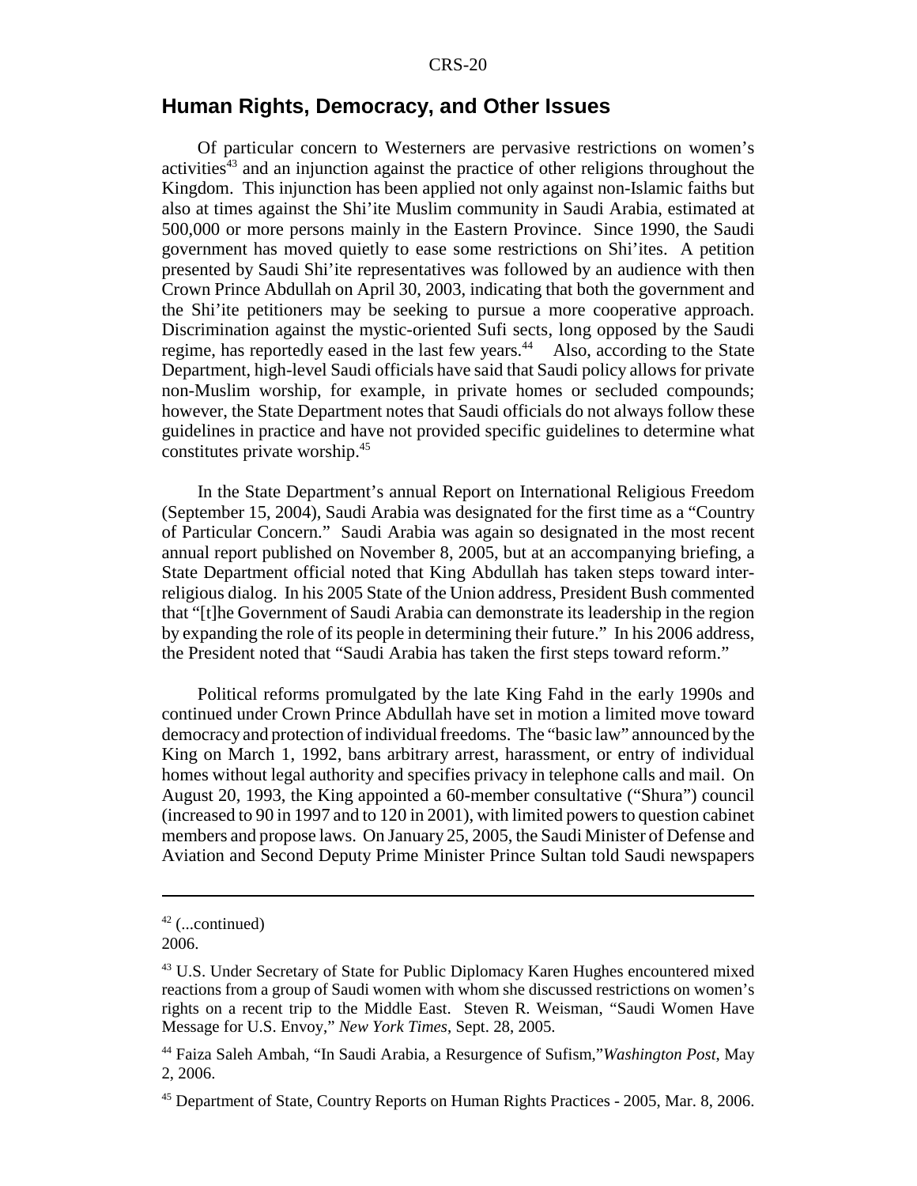## Human Rights, Democracy, and Other Issues

Of particular concern to Westerners are pervasive restrictions on women's activities[43] and an injunction against the practice of other religions throughout the Kingdom. This injunction has been applied not only against non-Islamic faiths but also at times against the Shi'ite Muslim community in Saudi Arabia, estimated at 500,000 or more persons mainly in the Eastern Province. Since 1990, the Saudi government has moved quietly to ease some restrictions on Shi'ites. A petition presented by Saudi Shi'ite representatives was followed by an audience with then Crown Prince Abdullah on April 30, 2003, indicating that both the government and the Shi'ite petitioners may be seeking to pursue a more cooperative approach. Discrimination against the mystic-oriented Sufi sects, long opposed by the Saudi regime, has reportedly eased in the last few years.[44] Also, according to the State Department, high-level Saudi officials have said that Saudi policy allows for private non-Muslim worship, for example, in private homes or secluded compounds; however, the State Department notes that Saudi officials do not always follow these guidelines in practice and have not provided specific guidelines to determine what constitutes private worship.[45]

In the State Department's annual Report on International Religious Freedom (September 15, 2004), Saudi Arabia was designated for the first time as a "Country of Particular Concern." Saudi Arabia was again so designated in the most recent annual report published on November 8, 2005, but at an accompanying briefing, a State Department official noted that King Abdullah has taken steps toward inter-religious dialog. In his 2005 State of the Union address, President Bush commented that "[t]he Government of Saudi Arabia can demonstrate its leadership in the region by expanding the role of its people in determining their future." In his 2006 address, the President noted that "Saudi Arabia has taken the first steps toward reform."

Political reforms promulgated by the late King Fahd in the early 1990s and continued under Crown Prince Abdullah have set in motion a limited move toward democracy and protection of individual freedoms. The "basic law" announced by the King on March 1, 1992, bans arbitrary arrest, harassment, or entry of individual homes without legal authority and specifies privacy in telephone calls and mail. On August 20, 1993, the King appointed a 60-member consultative ("Shura") council (increased to 90 in 1997 and to 120 in 2001), with limited powers to question cabinet members and propose laws. On January 25, 2005, the Saudi Minister of Defense and Aviation and Second Deputy Prime Minister Prince Sultan told Saudi newspapers

---

[42] (...continued)
2006.

[43] U.S. Under Secretary of State for Public Diplomacy Karen Hughes encountered mixed reactions from a group of Saudi women with whom she discussed restrictions on women's rights on a recent trip to the Middle East. Steven R. Weisman, "Saudi Women Have Message for U.S. Envoy," *New York Times*, Sept. 28, 2005.

[44] Faiza Saleh Ambah, "In Saudi Arabia, a Resurgence of Sufism," *Washington Post*, May 2, 2006.

[45] Department of State, Country Reports on Human Rights Practices - 2005, Mar. 8, 2006.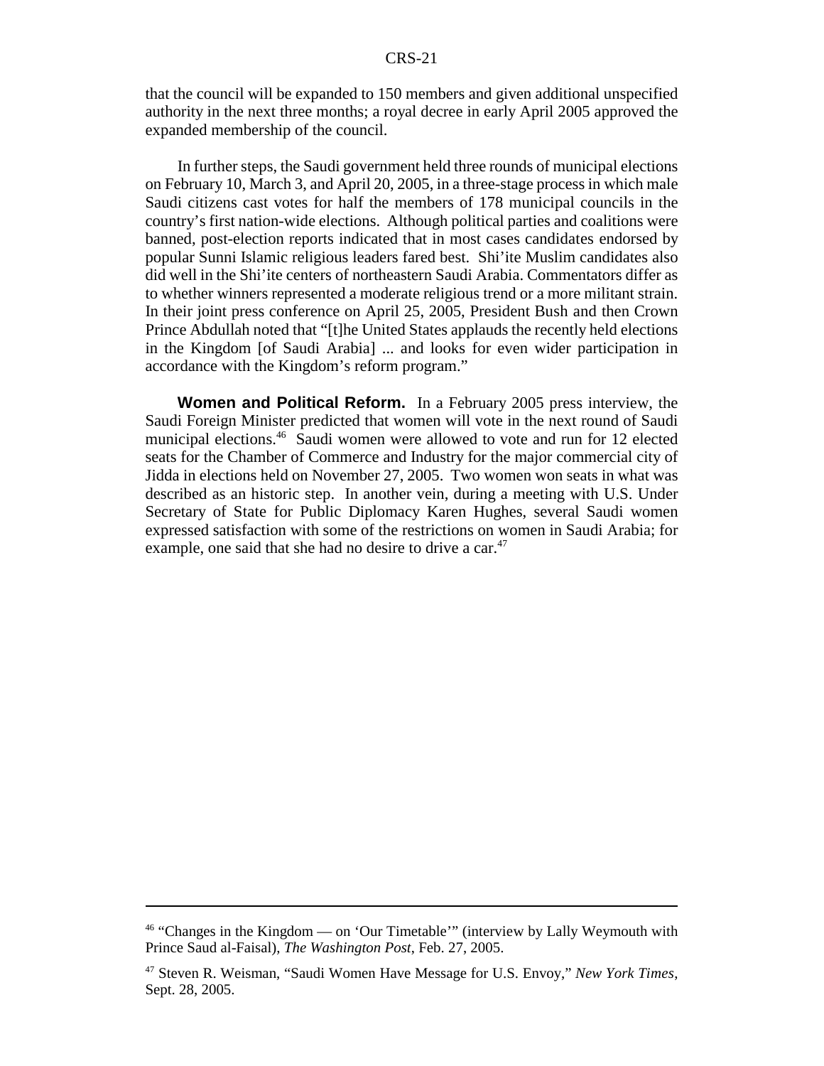that the council will be expanded to 150 members and given additional unspecified authority in the next three months; a royal decree in early April 2005 approved the expanded membership of the council.

In further steps, the Saudi government held three rounds of municipal elections on February 10, March 3, and April 20, 2005, in a three-stage process in which male Saudi citizens cast votes for half the members of 178 municipal councils in the country's first nation-wide elections. Although political parties and coalitions were banned, post-election reports indicated that in most cases candidates endorsed by popular Sunni Islamic religious leaders fared best. Shi'ite Muslim candidates also did well in the Shi'ite centers of northeastern Saudi Arabia. Commentators differ as to whether winners represented a moderate religious trend or a more militant strain. In their joint press conference on April 25, 2005, President Bush and then Crown Prince Abdullah noted that "[t]he United States applauds the recently held elections in the Kingdom [of Saudi Arabia] ... and looks for even wider participation in accordance with the Kingdom's reform program."

**Women and Political Reform.** In a February 2005 press interview, the Saudi Foreign Minister predicted that women will vote in the next round of Saudi municipal elections.[46] Saudi women were allowed to vote and run for 12 elected seats for the Chamber of Commerce and Industry for the major commercial city of Jidda in elections held on November 27, 2005. Two women won seats in what was described as an historic step. In another vein, during a meeting with U.S. Under Secretary of State for Public Diplomacy Karen Hughes, several Saudi women expressed satisfaction with some of the restrictions on women in Saudi Arabia; for example, one said that she had no desire to drive a car.[47]

---

[46] "Changes in the Kingdom — on 'Our Timetable'" (interview by Lally Weymouth with Prince Saud al-Faisal), *The Washington Post*, Feb. 27, 2005.

[47] Steven R. Weisman, "Saudi Women Have Message for U.S. Envoy," *New York Times*, Sept. 28, 2005.